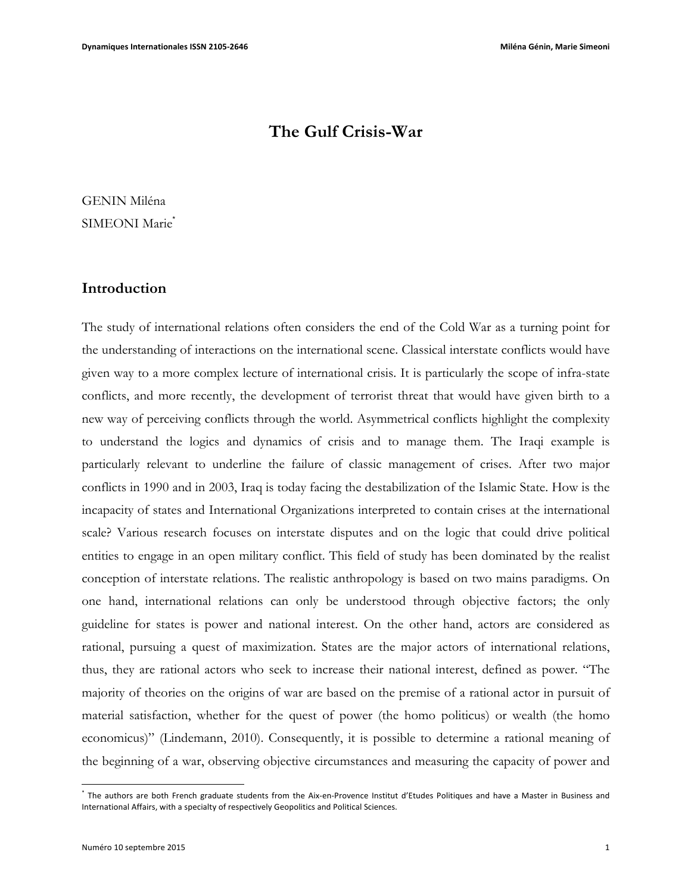# The Gulf Crisis-War

GENIN Miléna

SIMEONI Marie[*]

## Introduction

The study of international relations often considers the end of the Cold War as a turning point for the understanding of interactions on the international scene. Classical interstate conflicts would have given way to a more complex lecture of international crisis. It is particularly the scope of infra-state conflicts, and more recently, the development of terrorist threat that would have given birth to a new way of perceiving conflicts through the world. Asymmetrical conflicts highlight the complexity to understand the logics and dynamics of crisis and to manage them. The Iraqi example is particularly relevant to underline the failure of classic management of crises. After two major conflicts in 1990 and in 2003, Iraq is today facing the destabilization of the Islamic State. How is the incapacity of states and International Organizations interpreted to contain crises at the international scale? Various research focuses on interstate disputes and on the logic that could drive political entities to engage in an open military conflict. This field of study has been dominated by the realist conception of interstate relations. The realistic anthropology is based on two mains paradigms. On one hand, international relations can only be understood through objective factors; the only guideline for states is power and national interest. On the other hand, actors are considered as rational, pursuing a quest of maximization. States are the major actors of international relations, thus, they are rational actors who seek to increase their national interest, defined as power. "The majority of theories on the origins of war are based on the premise of a rational actor in pursuit of material satisfaction, whether for the quest of power (the homo politicus) or wealth (the homo economicus)" (Lindemann, 2010). Consequently, it is possible to determine a rational meaning of the beginning of a war, observing objective circumstances and measuring the capacity of power and

---

[*] The authors are both French graduate students from the Aix-en-Provence Institut d'Etudes Politiques and have a Master in Business and International Affairs, with a specialty of respectively Geopolitics and Political Sciences.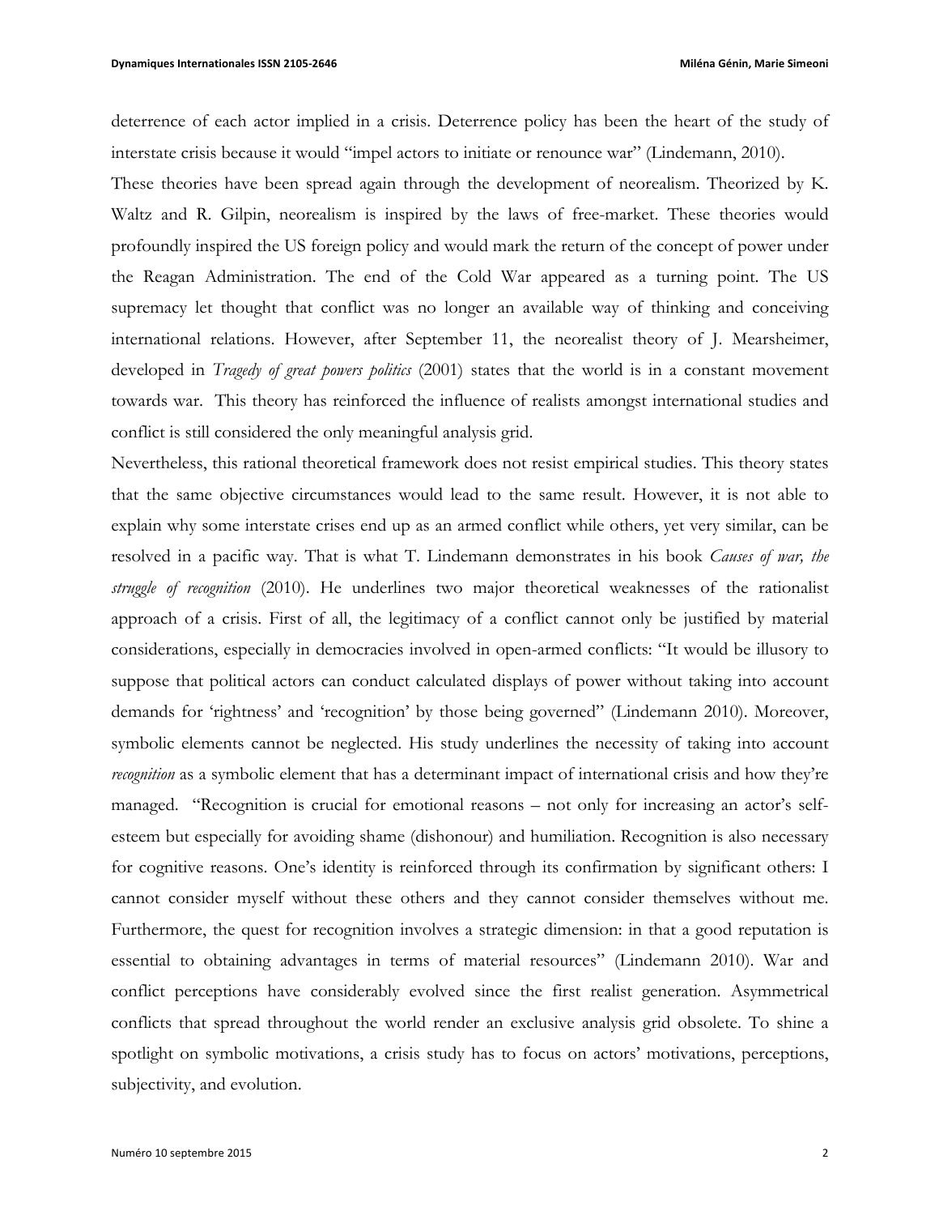deterrence of each actor implied in a crisis. Deterrence policy has been the heart of the study of interstate crisis because it would "impel actors to initiate or renounce war" (Lindemann, 2010).

These theories have been spread again through the development of neorealism. Theorized by K. Waltz and R. Gilpin, neorealism is inspired by the laws of free-market. These theories would profoundly inspired the US foreign policy and would mark the return of the concept of power under the Reagan Administration. The end of the Cold War appeared as a turning point. The US supremacy let thought that conflict was no longer an available way of thinking and conceiving international relations. However, after September 11, the neorealist theory of J. Mearsheimer, developed in *Tragedy of great powers politics* (2001) states that the world is in a constant movement towards war. This theory has reinforced the influence of realists amongst international studies and conflict is still considered the only meaningful analysis grid.

Nevertheless, this rational theoretical framework does not resist empirical studies. This theory states that the same objective circumstances would lead to the same result. However, it is not able to explain why some interstate crises end up as an armed conflict while others, yet very similar, can be resolved in a pacific way. That is what T. Lindemann demonstrates in his book *Causes of war, the struggle of recognition* (2010). He underlines two major theoretical weaknesses of the rationalist approach of a crisis. First of all, the legitimacy of a conflict cannot only be justified by material considerations, especially in democracies involved in open-armed conflicts: "It would be illusory to suppose that political actors can conduct calculated displays of power without taking into account demands for 'rightness' and 'recognition' by those being governed" (Lindemann 2010). Moreover, symbolic elements cannot be neglected. His study underlines the necessity of taking into account *recognition* as a symbolic element that has a determinant impact of international crisis and how they're managed. "Recognition is crucial for emotional reasons – not only for increasing an actor's self-esteem but especially for avoiding shame (dishonour) and humiliation. Recognition is also necessary for cognitive reasons. One's identity is reinforced through its confirmation by significant others: I cannot consider myself without these others and they cannot consider themselves without me. Furthermore, the quest for recognition involves a strategic dimension: in that a good reputation is essential to obtaining advantages in terms of material resources" (Lindemann 2010). War and conflict perceptions have considerably evolved since the first realist generation. Asymmetrical conflicts that spread throughout the world render an exclusive analysis grid obsolete. To shine a spotlight on symbolic motivations, a crisis study has to focus on actors' motivations, perceptions, subjectivity, and evolution.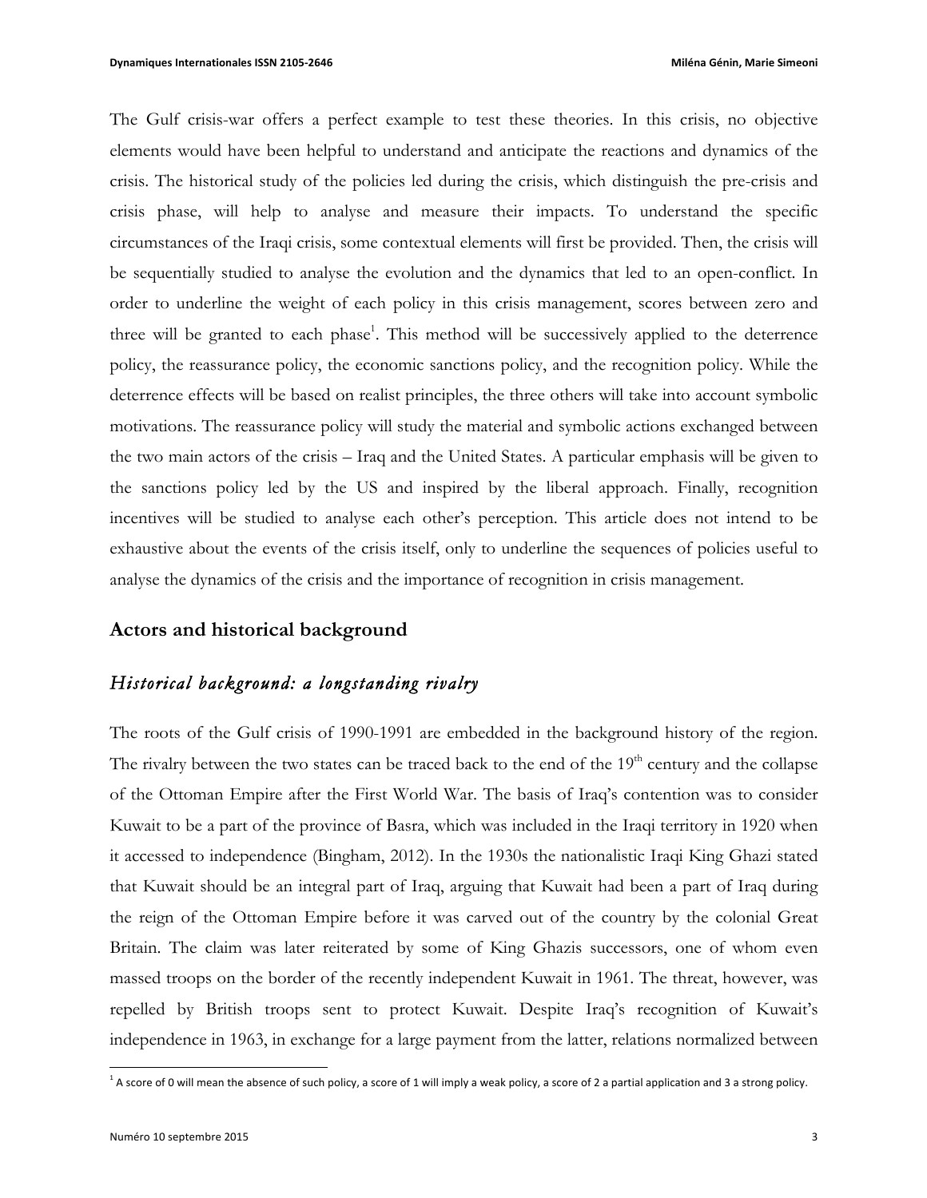The Gulf crisis-war offers a perfect example to test these theories. In this crisis, no objective elements would have been helpful to understand and anticipate the reactions and dynamics of the crisis. The historical study of the policies led during the crisis, which distinguish the pre-crisis and crisis phase, will help to analyse and measure their impacts. To understand the specific circumstances of the Iraqi crisis, some contextual elements will first be provided. Then, the crisis will be sequentially studied to analyse the evolution and the dynamics that led to an open-conflict. In order to underline the weight of each policy in this crisis management, scores between zero and three will be granted to each phase[1]. This method will be successively applied to the deterrence policy, the reassurance policy, the economic sanctions policy, and the recognition policy. While the deterrence effects will be based on realist principles, the three others will take into account symbolic motivations. The reassurance policy will study the material and symbolic actions exchanged between the two main actors of the crisis – Iraq and the United States. A particular emphasis will be given to the sanctions policy led by the US and inspired by the liberal approach. Finally, recognition incentives will be studied to analyse each other's perception. This article does not intend to be exhaustive about the events of the crisis itself, only to underline the sequences of policies useful to analyse the dynamics of the crisis and the importance of recognition in crisis management.

## Actors and historical background

### *Historical background: a longstanding rivalry*

The roots of the Gulf crisis of 1990-1991 are embedded in the background history of the region. The rivalry between the two states can be traced back to the end of the 19th century and the collapse of the Ottoman Empire after the First World War. The basis of Iraq's contention was to consider Kuwait to be a part of the province of Basra, which was included in the Iraqi territory in 1920 when it accessed to independence (Bingham, 2012). In the 1930s the nationalistic Iraqi King Ghazi stated that Kuwait should be an integral part of Iraq, arguing that Kuwait had been a part of Iraq during the reign of the Ottoman Empire before it was carved out of the country by the colonial Great Britain. The claim was later reiterated by some of King Ghazis successors, one of whom even massed troops on the border of the recently independent Kuwait in 1961. The threat, however, was repelled by British troops sent to protect Kuwait. Despite Iraq's recognition of Kuwait's independence in 1963, in exchange for a large payment from the latter, relations normalized between

[1] A score of 0 will mean the absence of such policy, a score of 1 will imply a weak policy, a score of 2 a partial application and 3 a strong policy.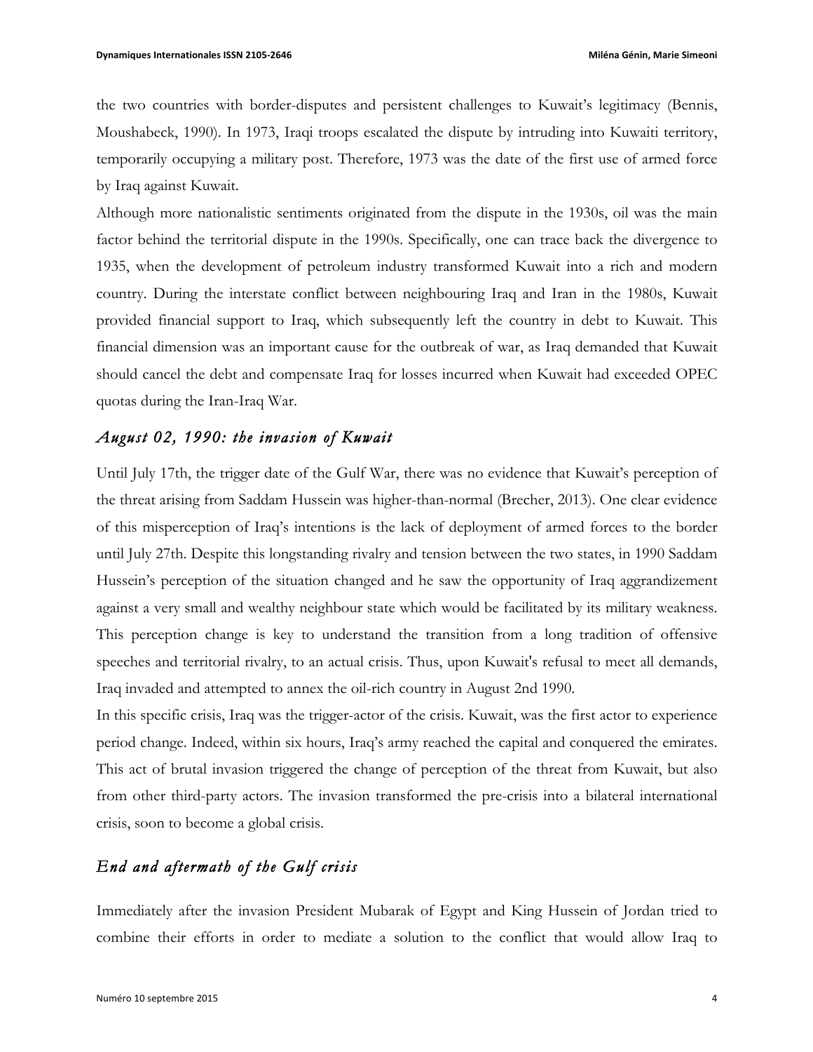the two countries with border-disputes and persistent challenges to Kuwait's legitimacy (Bennis, Moushabeck, 1990). In 1973, Iraqi troops escalated the dispute by intruding into Kuwaiti territory, temporarily occupying a military post. Therefore, 1973 was the date of the first use of armed force by Iraq against Kuwait.

Although more nationalistic sentiments originated from the dispute in the 1930s, oil was the main factor behind the territorial dispute in the 1990s. Specifically, one can trace back the divergence to 1935, when the development of petroleum industry transformed Kuwait into a rich and modern country. During the interstate conflict between neighbouring Iraq and Iran in the 1980s, Kuwait provided financial support to Iraq, which subsequently left the country in debt to Kuwait. This financial dimension was an important cause for the outbreak of war, as Iraq demanded that Kuwait should cancel the debt and compensate Iraq for losses incurred when Kuwait had exceeded OPEC quotas during the Iran-Iraq War.

### *August 02, 1990: the invasion of Kuwait*

Until July 17th, the trigger date of the Gulf War, there was no evidence that Kuwait's perception of the threat arising from Saddam Hussein was higher-than-normal (Brecher, 2013). One clear evidence of this misperception of Iraq's intentions is the lack of deployment of armed forces to the border until July 27th. Despite this longstanding rivalry and tension between the two states, in 1990 Saddam Hussein's perception of the situation changed and he saw the opportunity of Iraq aggrandizement against a very small and wealthy neighbour state which would be facilitated by its military weakness. This perception change is key to understand the transition from a long tradition of offensive speeches and territorial rivalry, to an actual crisis. Thus, upon Kuwait's refusal to meet all demands, Iraq invaded and attempted to annex the oil-rich country in August 2nd 1990.

In this specific crisis, Iraq was the trigger-actor of the crisis. Kuwait, was the first actor to experience period change. Indeed, within six hours, Iraq's army reached the capital and conquered the emirates. This act of brutal invasion triggered the change of perception of the threat from Kuwait, but also from other third-party actors. The invasion transformed the pre-crisis into a bilateral international crisis, soon to become a global crisis.

### *End and aftermath of the Gulf crisis*

Immediately after the invasion President Mubarak of Egypt and King Hussein of Jordan tried to combine their efforts in order to mediate a solution to the conflict that would allow Iraq to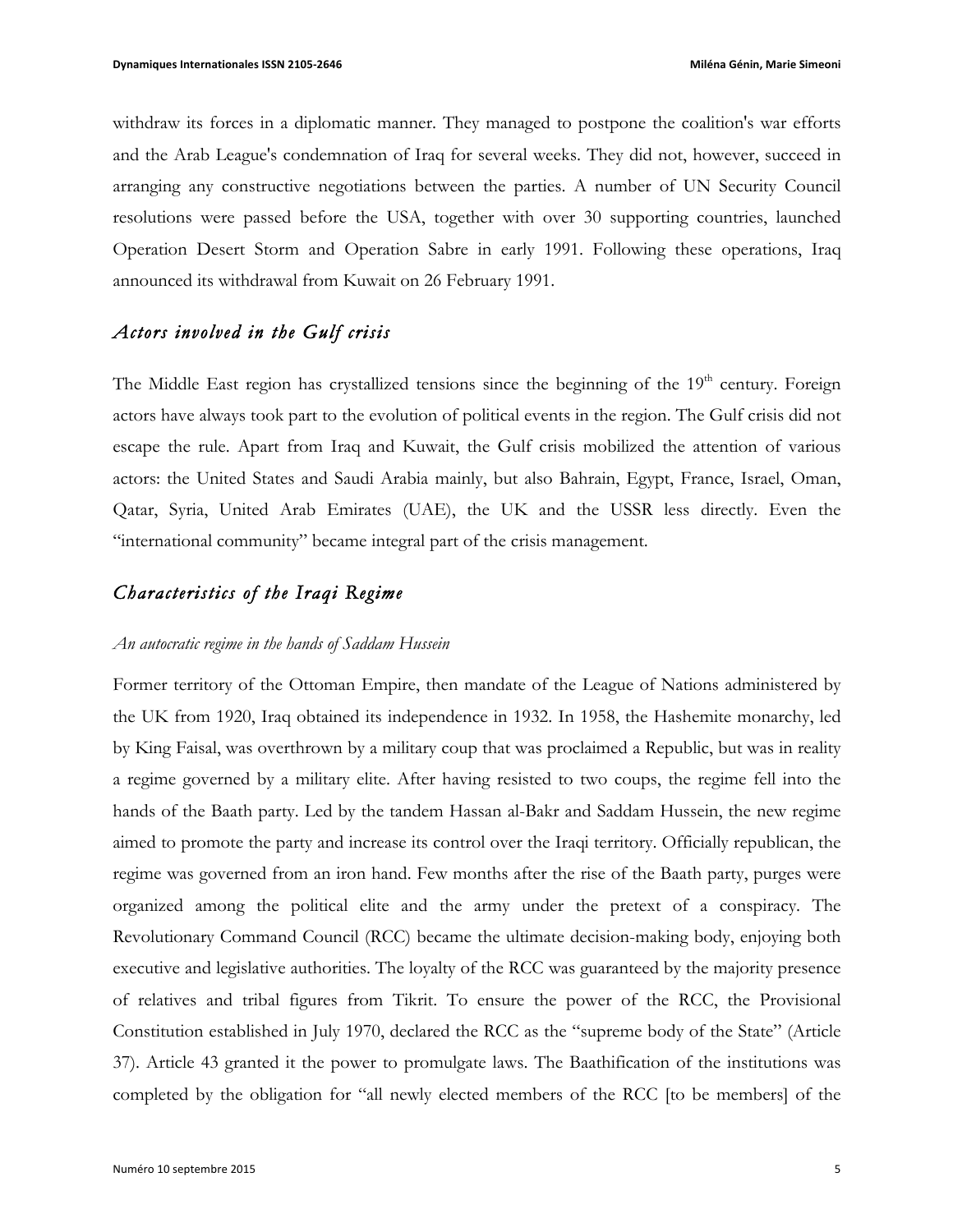withdraw its forces in a diplomatic manner. They managed to postpone the coalition's war efforts and the Arab League's condemnation of Iraq for several weeks. They did not, however, succeed in arranging any constructive negotiations between the parties. A number of UN Security Council resolutions were passed before the USA, together with over 30 supporting countries, launched Operation Desert Storm and Operation Sabre in early 1991. Following these operations, Iraq announced its withdrawal from Kuwait on 26 February 1991.

## *Actors involved in the Gulf crisis*

The Middle East region has crystallized tensions since the beginning of the 19th century. Foreign actors have always took part to the evolution of political events in the region. The Gulf crisis did not escape the rule. Apart from Iraq and Kuwait, the Gulf crisis mobilized the attention of various actors: the United States and Saudi Arabia mainly, but also Bahrain, Egypt, France, Israel, Oman, Qatar, Syria, United Arab Emirates (UAE), the UK and the USSR less directly. Even the "international community" became integral part of the crisis management.

## *Characteristics of the Iraqi Regime*

### *An autocratic regime in the hands of Saddam Hussein*

Former territory of the Ottoman Empire, then mandate of the League of Nations administered by the UK from 1920, Iraq obtained its independence in 1932. In 1958, the Hashemite monarchy, led by King Faisal, was overthrown by a military coup that was proclaimed a Republic, but was in reality a regime governed by a military elite. After having resisted to two coups, the regime fell into the hands of the Baath party. Led by the tandem Hassan al-Bakr and Saddam Hussein, the new regime aimed to promote the party and increase its control over the Iraqi territory. Officially republican, the regime was governed from an iron hand. Few months after the rise of the Baath party, purges were organized among the political elite and the army under the pretext of a conspiracy. The Revolutionary Command Council (RCC) became the ultimate decision-making body, enjoying both executive and legislative authorities. The loyalty of the RCC was guaranteed by the majority presence of relatives and tribal figures from Tikrit. To ensure the power of the RCC, the Provisional Constitution established in July 1970, declared the RCC as the "supreme body of the State" (Article 37). Article 43 granted it the power to promulgate laws. The Baathification of the institutions was completed by the obligation for "all newly elected members of the RCC [to be members] of the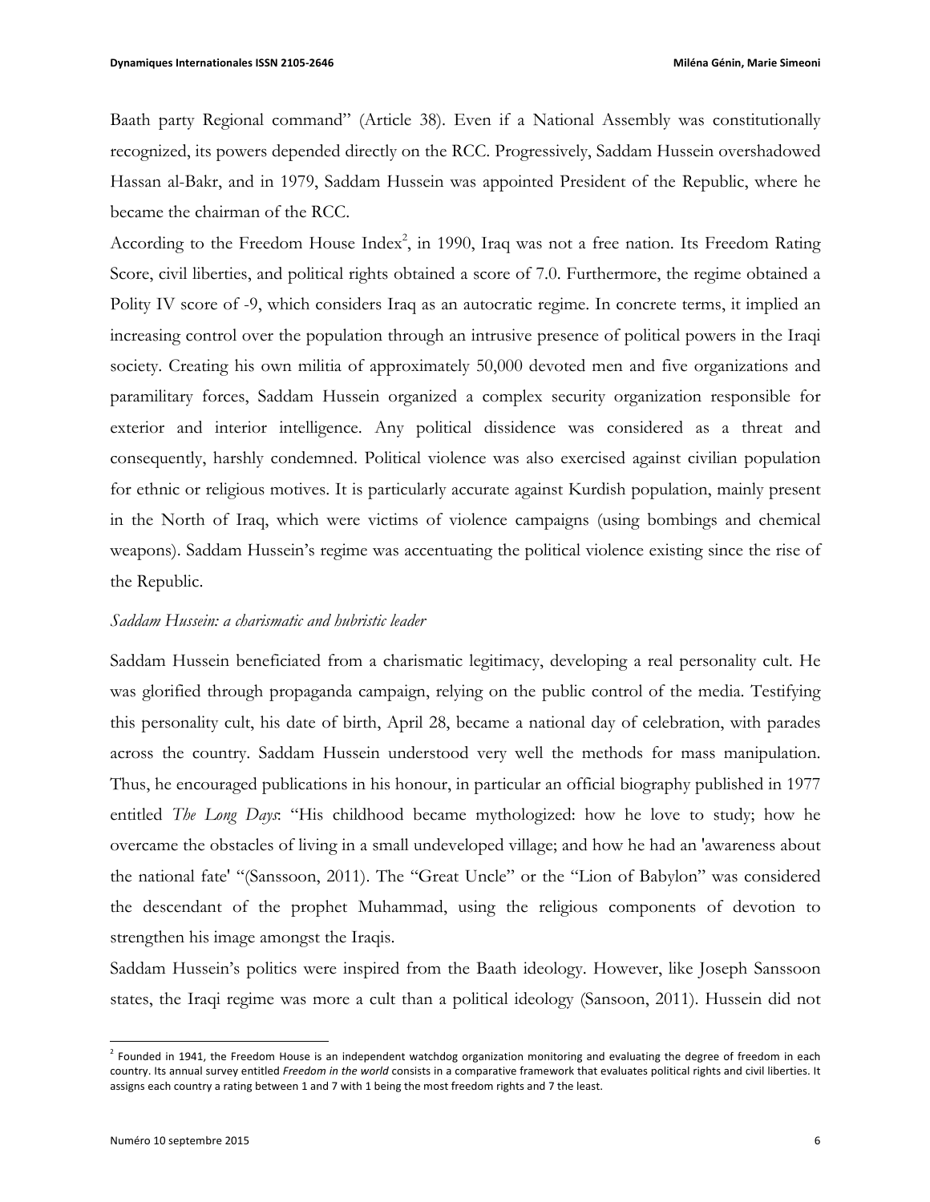Baath party Regional command" (Article 38). Even if a National Assembly was constitutionally recognized, its powers depended directly on the RCC. Progressively, Saddam Hussein overshadowed Hassan al-Bakr, and in 1979, Saddam Hussein was appointed President of the Republic, where he became the chairman of the RCC.

According to the Freedom House Index[2], in 1990, Iraq was not a free nation. Its Freedom Rating Score, civil liberties, and political rights obtained a score of 7.0. Furthermore, the regime obtained a Polity IV score of -9, which considers Iraq as an autocratic regime. In concrete terms, it implied an increasing control over the population through an intrusive presence of political powers in the Iraqi society. Creating his own militia of approximately 50,000 devoted men and five organizations and paramilitary forces, Saddam Hussein organized a complex security organization responsible for exterior and interior intelligence. Any political dissidence was considered as a threat and consequently, harshly condemned. Political violence was also exercised against civilian population for ethnic or religious motives. It is particularly accurate against Kurdish population, mainly present in the North of Iraq, which were victims of violence campaigns (using bombings and chemical weapons). Saddam Hussein's regime was accentuating the political violence existing since the rise of the Republic.

*Saddam Hussein: a charismatic and hubristic leader*

Saddam Hussein beneficiated from a charismatic legitimacy, developing a real personality cult. He was glorified through propaganda campaign, relying on the public control of the media. Testifying this personality cult, his date of birth, April 28, became a national day of celebration, with parades across the country. Saddam Hussein understood very well the methods for mass manipulation. Thus, he encouraged publications in his honour, in particular an official biography published in 1977 entitled *The Long Days*: "His childhood became mythologized: how he love to study; how he overcame the obstacles of living in a small undeveloped village; and how he had an 'awareness about the national fate' "(Sanssoon, 2011). The "Great Uncle" or the "Lion of Babylon" was considered the descendant of the prophet Muhammad, using the religious components of devotion to strengthen his image amongst the Iraqis.

Saddam Hussein's politics were inspired from the Baath ideology. However, like Joseph Sanssoon states, the Iraqi regime was more a cult than a political ideology (Sansoon, 2011). Hussein did not

---

[2] Founded in 1941, the Freedom House is an independent watchdog organization monitoring and evaluating the degree of freedom in each country. Its annual survey entitled *Freedom in the world* consists in a comparative framework that evaluates political rights and civil liberties. It assigns each country a rating between 1 and 7 with 1 being the most freedom rights and 7 the least.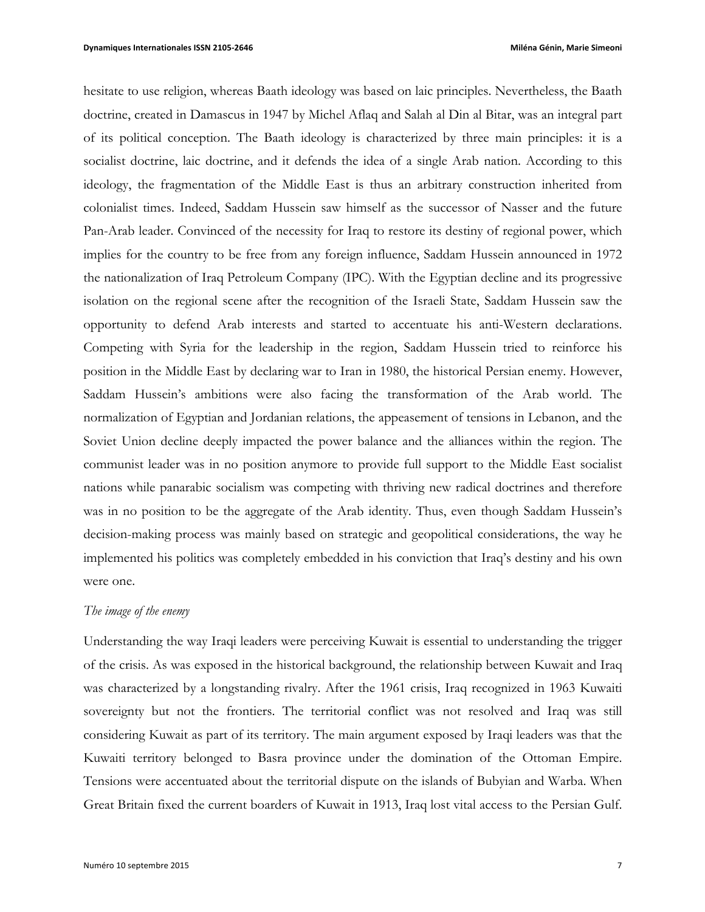hesitate to use religion, whereas Baath ideology was based on laic principles. Nevertheless, the Baath doctrine, created in Damascus in 1947 by Michel Aflaq and Salah al Din al Bitar, was an integral part of its political conception. The Baath ideology is characterized by three main principles: it is a socialist doctrine, laic doctrine, and it defends the idea of a single Arab nation. According to this ideology, the fragmentation of the Middle East is thus an arbitrary construction inherited from colonialist times. Indeed, Saddam Hussein saw himself as the successor of Nasser and the future Pan-Arab leader. Convinced of the necessity for Iraq to restore its destiny of regional power, which implies for the country to be free from any foreign influence, Saddam Hussein announced in 1972 the nationalization of Iraq Petroleum Company (IPC). With the Egyptian decline and its progressive isolation on the regional scene after the recognition of the Israeli State, Saddam Hussein saw the opportunity to defend Arab interests and started to accentuate his anti-Western declarations. Competing with Syria for the leadership in the region, Saddam Hussein tried to reinforce his position in the Middle East by declaring war to Iran in 1980, the historical Persian enemy. However, Saddam Hussein's ambitions were also facing the transformation of the Arab world. The normalization of Egyptian and Jordanian relations, the appeasement of tensions in Lebanon, and the Soviet Union decline deeply impacted the power balance and the alliances within the region. The communist leader was in no position anymore to provide full support to the Middle East socialist nations while panarabic socialism was competing with thriving new radical doctrines and therefore was in no position to be the aggregate of the Arab identity. Thus, even though Saddam Hussein's decision-making process was mainly based on strategic and geopolitical considerations, the way he implemented his politics was completely embedded in his conviction that Iraq's destiny and his own were one.

*The image of the enemy*

Understanding the way Iraqi leaders were perceiving Kuwait is essential to understanding the trigger of the crisis. As was exposed in the historical background, the relationship between Kuwait and Iraq was characterized by a longstanding rivalry. After the 1961 crisis, Iraq recognized in 1963 Kuwaiti sovereignty but not the frontiers. The territorial conflict was not resolved and Iraq was still considering Kuwait as part of its territory. The main argument exposed by Iraqi leaders was that the Kuwaiti territory belonged to Basra province under the domination of the Ottoman Empire. Tensions were accentuated about the territorial dispute on the islands of Bubyian and Warba. When Great Britain fixed the current boarders of Kuwait in 1913, Iraq lost vital access to the Persian Gulf.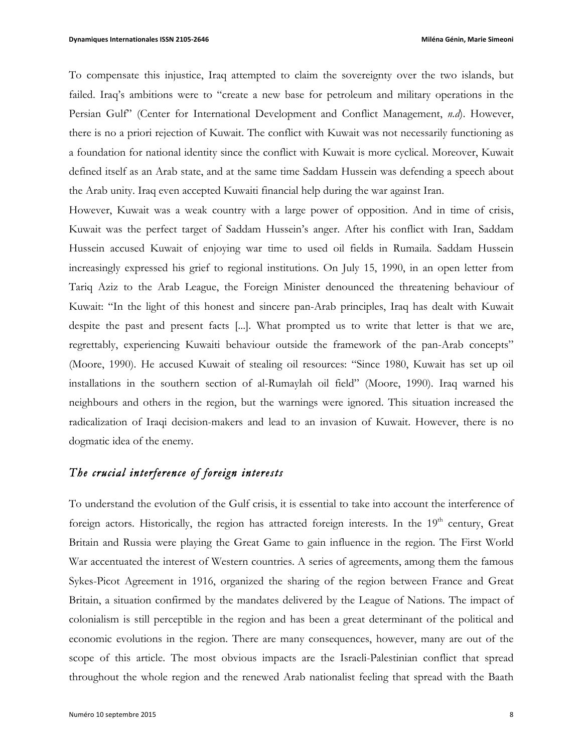To compensate this injustice, Iraq attempted to claim the sovereignty over the two islands, but failed. Iraq's ambitions were to "create a new base for petroleum and military operations in the Persian Gulf" (Center for International Development and Conflict Management, *n.d*). However, there is no a priori rejection of Kuwait. The conflict with Kuwait was not necessarily functioning as a foundation for national identity since the conflict with Kuwait is more cyclical. Moreover, Kuwait defined itself as an Arab state, and at the same time Saddam Hussein was defending a speech about the Arab unity. Iraq even accepted Kuwaiti financial help during the war against Iran.

However, Kuwait was a weak country with a large power of opposition. And in time of crisis, Kuwait was the perfect target of Saddam Hussein's anger. After his conflict with Iran, Saddam Hussein accused Kuwait of enjoying war time to used oil fields in Rumaila. Saddam Hussein increasingly expressed his grief to regional institutions. On July 15, 1990, in an open letter from Tariq Aziz to the Arab League, the Foreign Minister denounced the threatening behaviour of Kuwait: "In the light of this honest and sincere pan-Arab principles, Iraq has dealt with Kuwait despite the past and present facts [...]. What prompted us to write that letter is that we are, regrettably, experiencing Kuwaiti behaviour outside the framework of the pan-Arab concepts" (Moore, 1990). He accused Kuwait of stealing oil resources: "Since 1980, Kuwait has set up oil installations in the southern section of al-Rumaylah oil field" (Moore, 1990). Iraq warned his neighbours and others in the region, but the warnings were ignored. This situation increased the radicalization of Iraqi decision-makers and lead to an invasion of Kuwait. However, there is no dogmatic idea of the enemy.

## *The crucial interference of foreign interests*

To understand the evolution of the Gulf crisis, it is essential to take into account the interference of foreign actors. Historically, the region has attracted foreign interests. In the 19th century, Great Britain and Russia were playing the Great Game to gain influence in the region. The First World War accentuated the interest of Western countries. A series of agreements, among them the famous Sykes-Picot Agreement in 1916, organized the sharing of the region between France and Great Britain, a situation confirmed by the mandates delivered by the League of Nations. The impact of colonialism is still perceptible in the region and has been a great determinant of the political and economic evolutions in the region. There are many consequences, however, many are out of the scope of this article. The most obvious impacts are the Israeli-Palestinian conflict that spread throughout the whole region and the renewed Arab nationalist feeling that spread with the Baath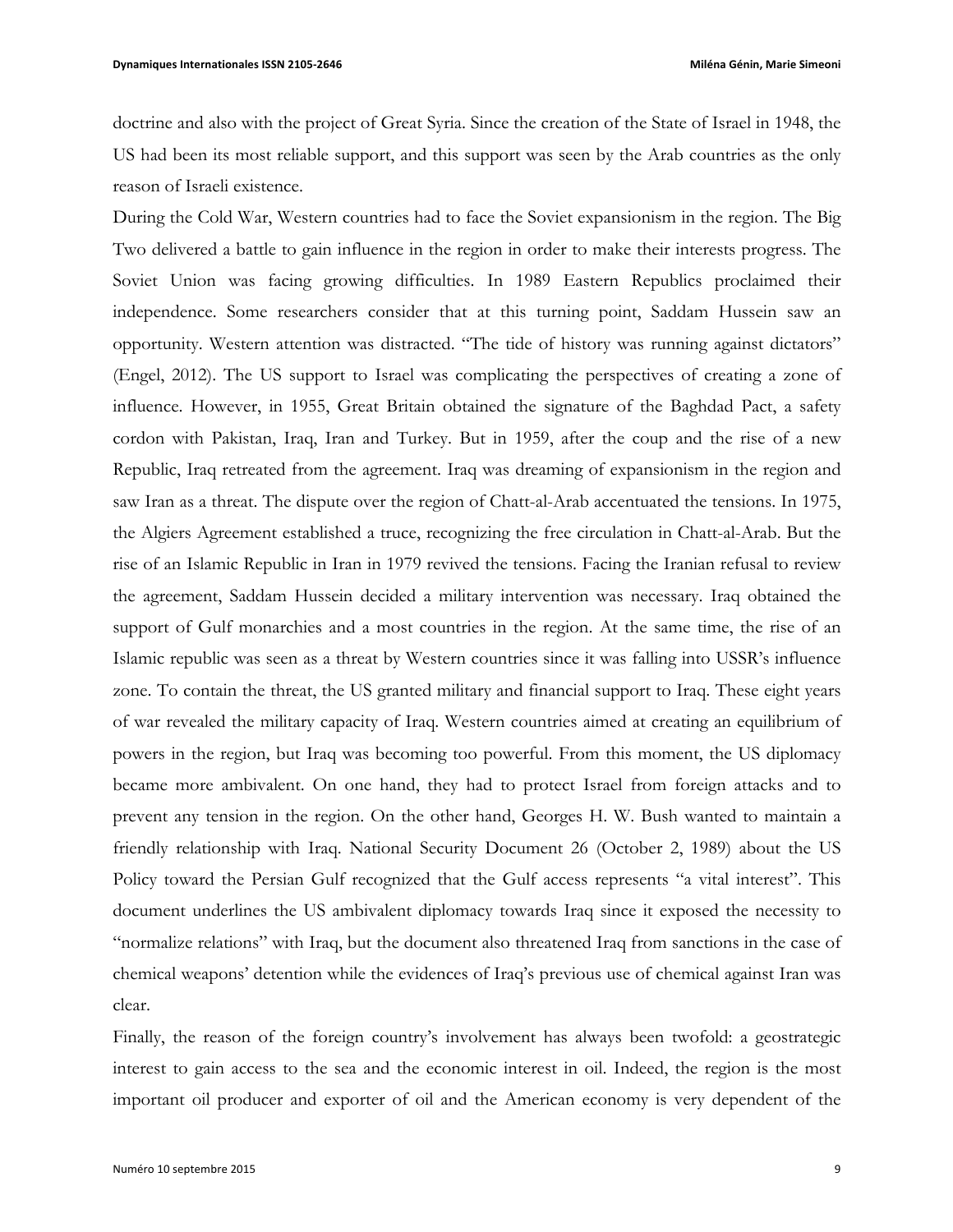doctrine and also with the project of Great Syria. Since the creation of the State of Israel in 1948, the US had been its most reliable support, and this support was seen by the Arab countries as the only reason of Israeli existence.

During the Cold War, Western countries had to face the Soviet expansionism in the region. The Big Two delivered a battle to gain influence in the region in order to make their interests progress. The Soviet Union was facing growing difficulties. In 1989 Eastern Republics proclaimed their independence. Some researchers consider that at this turning point, Saddam Hussein saw an opportunity. Western attention was distracted. "The tide of history was running against dictators" (Engel, 2012). The US support to Israel was complicating the perspectives of creating a zone of influence. However, in 1955, Great Britain obtained the signature of the Baghdad Pact, a safety cordon with Pakistan, Iraq, Iran and Turkey. But in 1959, after the coup and the rise of a new Republic, Iraq retreated from the agreement. Iraq was dreaming of expansionism in the region and saw Iran as a threat. The dispute over the region of Chatt-al-Arab accentuated the tensions. In 1975, the Algiers Agreement established a truce, recognizing the free circulation in Chatt-al-Arab. But the rise of an Islamic Republic in Iran in 1979 revived the tensions. Facing the Iranian refusal to review the agreement, Saddam Hussein decided a military intervention was necessary. Iraq obtained the support of Gulf monarchies and a most countries in the region. At the same time, the rise of an Islamic republic was seen as a threat by Western countries since it was falling into USSR's influence zone. To contain the threat, the US granted military and financial support to Iraq. These eight years of war revealed the military capacity of Iraq. Western countries aimed at creating an equilibrium of powers in the region, but Iraq was becoming too powerful. From this moment, the US diplomacy became more ambivalent. On one hand, they had to protect Israel from foreign attacks and to prevent any tension in the region. On the other hand, Georges H. W. Bush wanted to maintain a friendly relationship with Iraq. National Security Document 26 (October 2, 1989) about the US Policy toward the Persian Gulf recognized that the Gulf access represents "a vital interest". This document underlines the US ambivalent diplomacy towards Iraq since it exposed the necessity to "normalize relations" with Iraq, but the document also threatened Iraq from sanctions in the case of chemical weapons' detention while the evidences of Iraq's previous use of chemical against Iran was clear.

Finally, the reason of the foreign country's involvement has always been twofold: a geostrategic interest to gain access to the sea and the economic interest in oil. Indeed, the region is the most important oil producer and exporter of oil and the American economy is very dependent of the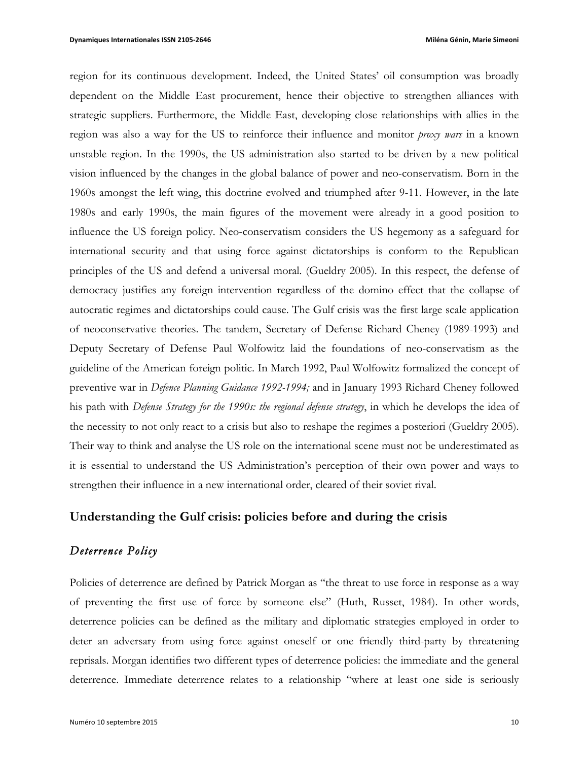region for its continuous development. Indeed, the United States' oil consumption was broadly dependent on the Middle East procurement, hence their objective to strengthen alliances with strategic suppliers. Furthermore, the Middle East, developing close relationships with allies in the region was also a way for the US to reinforce their influence and monitor *proxy wars* in a known unstable region. In the 1990s, the US administration also started to be driven by a new political vision influenced by the changes in the global balance of power and neo-conservatism. Born in the 1960s amongst the left wing, this doctrine evolved and triumphed after 9-11. However, in the late 1980s and early 1990s, the main figures of the movement were already in a good position to influence the US foreign policy. Neo-conservatism considers the US hegemony as a safeguard for international security and that using force against dictatorships is conform to the Republican principles of the US and defend a universal moral. (Gueldry 2005). In this respect, the defense of democracy justifies any foreign intervention regardless of the domino effect that the collapse of autocratic regimes and dictatorships could cause. The Gulf crisis was the first large scale application of neoconservative theories. The tandem, Secretary of Defense Richard Cheney (1989-1993) and Deputy Secretary of Defense Paul Wolfowitz laid the foundations of neo-conservatism as the guideline of the American foreign politic. In March 1992, Paul Wolfowitz formalized the concept of preventive war in *Defence Planning Guidance 1992-1994;* and in January 1993 Richard Cheney followed his path with *Defense Strategy for the 1990s: the regional defense strategy*, in which he develops the idea of the necessity to not only react to a crisis but also to reshape the regimes a posteriori (Gueldry 2005). Their way to think and analyse the US role on the international scene must not be underestimated as it is essential to understand the US Administration's perception of their own power and ways to strengthen their influence in a new international order, cleared of their soviet rival.

## Understanding the Gulf crisis: policies before and during the crisis

### *Deterrence Policy*

Policies of deterrence are defined by Patrick Morgan as "the threat to use force in response as a way of preventing the first use of force by someone else" (Huth, Russet, 1984). In other words, deterrence policies can be defined as the military and diplomatic strategies employed in order to deter an adversary from using force against oneself or one friendly third-party by threatening reprisals. Morgan identifies two different types of deterrence policies: the immediate and the general deterrence. Immediate deterrence relates to a relationship "where at least one side is seriously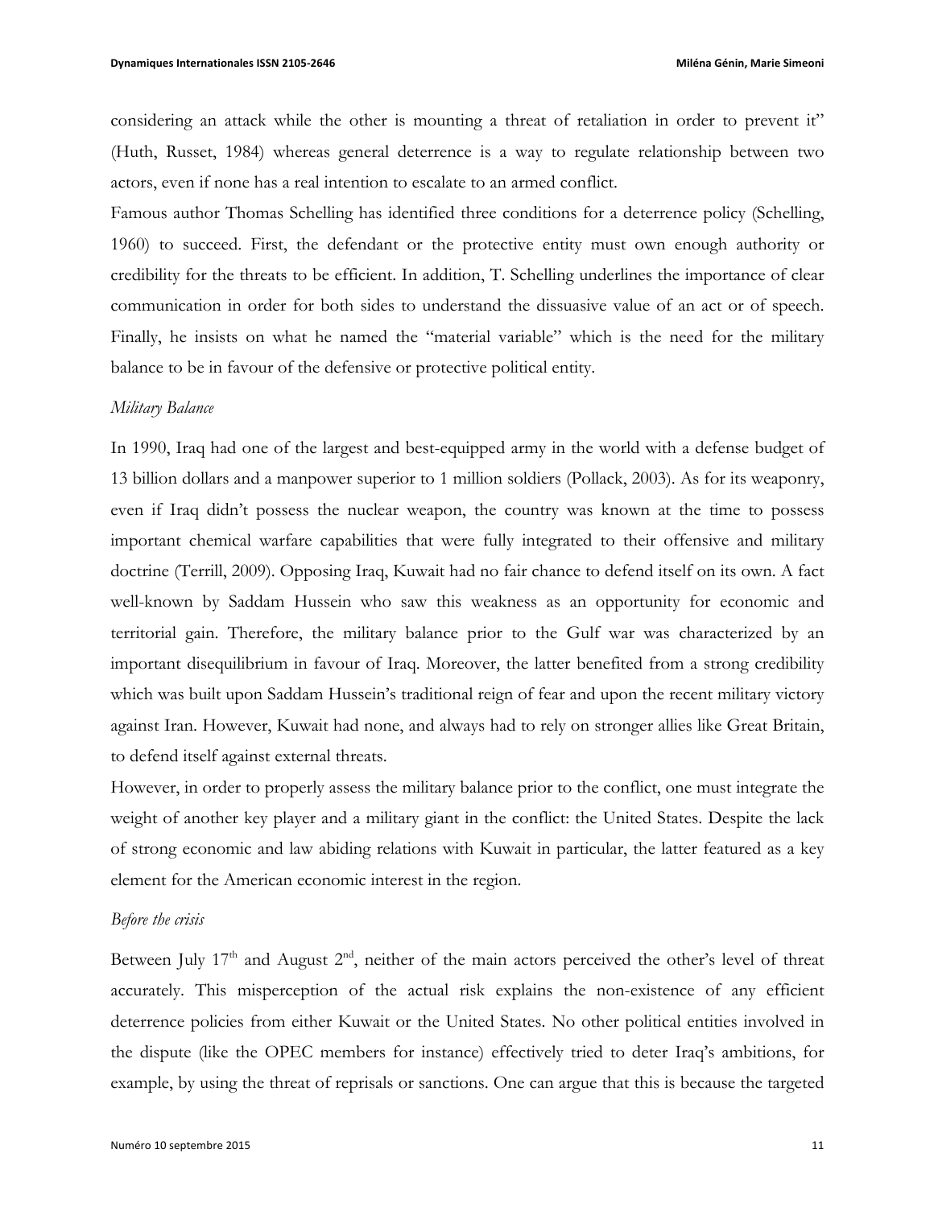considering an attack while the other is mounting a threat of retaliation in order to prevent it" (Huth, Russet, 1984) whereas general deterrence is a way to regulate relationship between two actors, even if none has a real intention to escalate to an armed conflict.

Famous author Thomas Schelling has identified three conditions for a deterrence policy (Schelling, 1960) to succeed. First, the defendant or the protective entity must own enough authority or credibility for the threats to be efficient. In addition, T. Schelling underlines the importance of clear communication in order for both sides to understand the dissuasive value of an act or of speech. Finally, he insists on what he named the "material variable" which is the need for the military balance to be in favour of the defensive or protective political entity.

*Military Balance*

In 1990, Iraq had one of the largest and best-equipped army in the world with a defense budget of 13 billion dollars and a manpower superior to 1 million soldiers (Pollack, 2003). As for its weaponry, even if Iraq didn't possess the nuclear weapon, the country was known at the time to possess important chemical warfare capabilities that were fully integrated to their offensive and military doctrine (Terrill, 2009). Opposing Iraq, Kuwait had no fair chance to defend itself on its own. A fact well-known by Saddam Hussein who saw this weakness as an opportunity for economic and territorial gain. Therefore, the military balance prior to the Gulf war was characterized by an important disequilibrium in favour of Iraq. Moreover, the latter benefited from a strong credibility which was built upon Saddam Hussein's traditional reign of fear and upon the recent military victory against Iran. However, Kuwait had none, and always had to rely on stronger allies like Great Britain, to defend itself against external threats.

However, in order to properly assess the military balance prior to the conflict, one must integrate the weight of another key player and a military giant in the conflict: the United States. Despite the lack of strong economic and law abiding relations with Kuwait in particular, the latter featured as a key element for the American economic interest in the region.

*Before the crisis*

Between July 17th and August 2nd, neither of the main actors perceived the other's level of threat accurately. This misperception of the actual risk explains the non-existence of any efficient deterrence policies from either Kuwait or the United States. No other political entities involved in the dispute (like the OPEC members for instance) effectively tried to deter Iraq's ambitions, for example, by using the threat of reprisals or sanctions. One can argue that this is because the targeted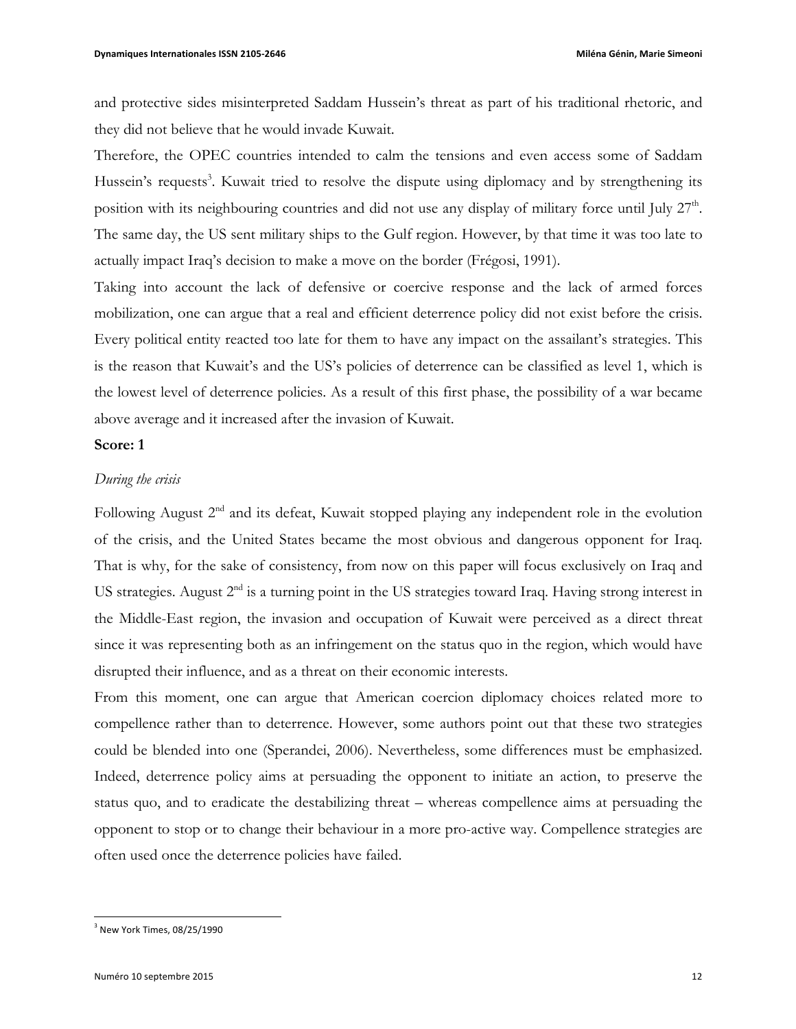and protective sides misinterpreted Saddam Hussein's threat as part of his traditional rhetoric, and they did not believe that he would invade Kuwait.

Therefore, the OPEC countries intended to calm the tensions and even access some of Saddam Hussein's requests[3]. Kuwait tried to resolve the dispute using diplomacy and by strengthening its position with its neighbouring countries and did not use any display of military force until July 27th. The same day, the US sent military ships to the Gulf region. However, by that time it was too late to actually impact Iraq's decision to make a move on the border (Frégosi, 1991).

Taking into account the lack of defensive or coercive response and the lack of armed forces mobilization, one can argue that a real and efficient deterrence policy did not exist before the crisis. Every political entity reacted too late for them to have any impact on the assailant's strategies. This is the reason that Kuwait's and the US's policies of deterrence can be classified as level 1, which is the lowest level of deterrence policies. As a result of this first phase, the possibility of a war became above average and it increased after the invasion of Kuwait.

**Score: 1**

*During the crisis*

Following August 2nd and its defeat, Kuwait stopped playing any independent role in the evolution of the crisis, and the United States became the most obvious and dangerous opponent for Iraq. That is why, for the sake of consistency, from now on this paper will focus exclusively on Iraq and US strategies. August 2nd is a turning point in the US strategies toward Iraq. Having strong interest in the Middle-East region, the invasion and occupation of Kuwait were perceived as a direct threat since it was representing both as an infringement on the status quo in the region, which would have disrupted their influence, and as a threat on their economic interests.

From this moment, one can argue that American coercion diplomacy choices related more to compellence rather than to deterrence. However, some authors point out that these two strategies could be blended into one (Sperandei, 2006). Nevertheless, some differences must be emphasized. Indeed, deterrence policy aims at persuading the opponent to initiate an action, to preserve the status quo, and to eradicate the destabilizing threat – whereas compellence aims at persuading the opponent to stop or to change their behaviour in a more pro-active way. Compellence strategies are often used once the deterrence policies have failed.

[3] New York Times, 08/25/1990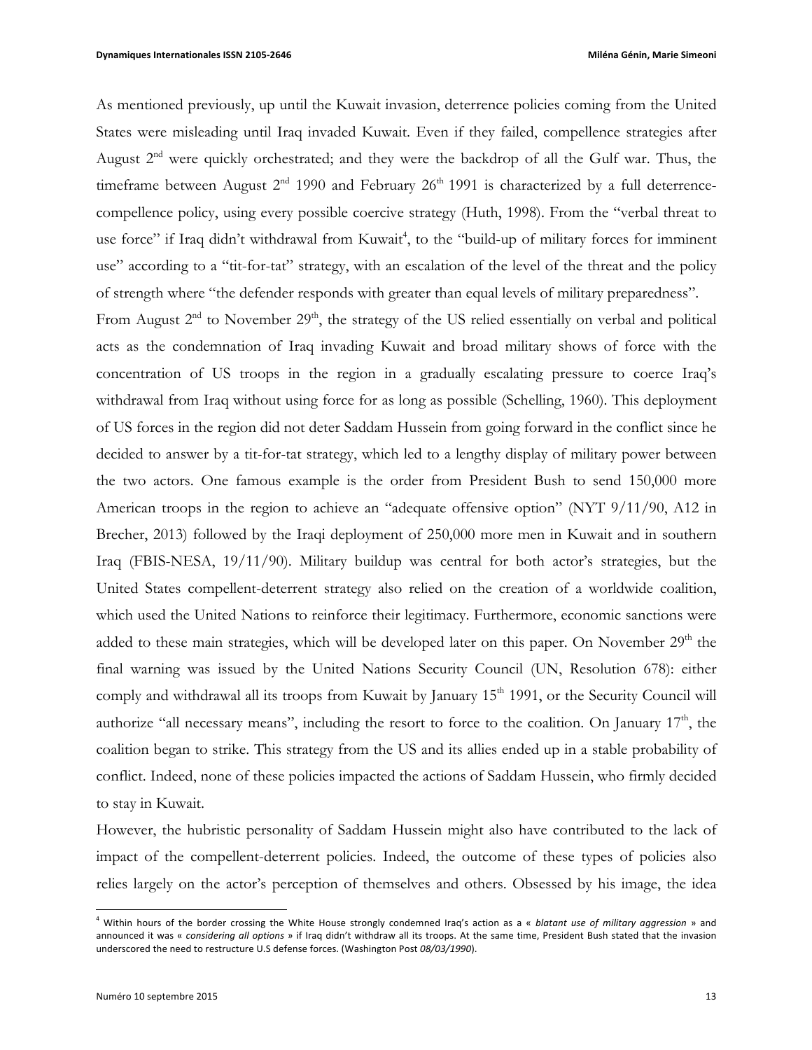As mentioned previously, up until the Kuwait invasion, deterrence policies coming from the United States were misleading until Iraq invaded Kuwait. Even if they failed, compellence strategies after August 2nd were quickly orchestrated; and they were the backdrop of all the Gulf war. Thus, the timeframe between August 2nd 1990 and February 26th 1991 is characterized by a full deterrence-compellence policy, using every possible coercive strategy (Huth, 1998). From the "verbal threat to use force" if Iraq didn't withdrawal from Kuwait[4], to the "build-up of military forces for imminent use" according to a "tit-for-tat" strategy, with an escalation of the level of the threat and the policy of strength where "the defender responds with greater than equal levels of military preparedness".

From August 2nd to November 29th, the strategy of the US relied essentially on verbal and political acts as the condemnation of Iraq invading Kuwait and broad military shows of force with the concentration of US troops in the region in a gradually escalating pressure to coerce Iraq's withdrawal from Iraq without using force for as long as possible (Schelling, 1960). This deployment of US forces in the region did not deter Saddam Hussein from going forward in the conflict since he decided to answer by a tit-for-tat strategy, which led to a lengthy display of military power between the two actors. One famous example is the order from President Bush to send 150,000 more American troops in the region to achieve an "adequate offensive option" (NYT 9/11/90, A12 in Brecher, 2013) followed by the Iraqi deployment of 250,000 more men in Kuwait and in southern Iraq (FBIS-NESA, 19/11/90). Military buildup was central for both actor's strategies, but the United States compellent-deterrent strategy also relied on the creation of a worldwide coalition, which used the United Nations to reinforce their legitimacy. Furthermore, economic sanctions were added to these main strategies, which will be developed later on this paper. On November 29th the final warning was issued by the United Nations Security Council (UN, Resolution 678): either comply and withdrawal all its troops from Kuwait by January 15th 1991, or the Security Council will authorize "all necessary means", including the resort to force to the coalition. On January 17th, the coalition began to strike. This strategy from the US and its allies ended up in a stable probability of conflict. Indeed, none of these policies impacted the actions of Saddam Hussein, who firmly decided to stay in Kuwait.

However, the hubristic personality of Saddam Hussein might also have contributed to the lack of impact of the compellent-deterrent policies. Indeed, the outcome of these types of policies also relies largely on the actor's perception of themselves and others. Obsessed by his image, the idea

---

[4] Within hours of the border crossing the White House strongly condemned Iraq's action as a « *blatant use of military aggression* » and announced it was « *considering all options* » if Iraq didn't withdraw all its troops. At the same time, President Bush stated that the invasion underscored the need to restructure U.S defense forces. (Washington Post *08/03/1990*).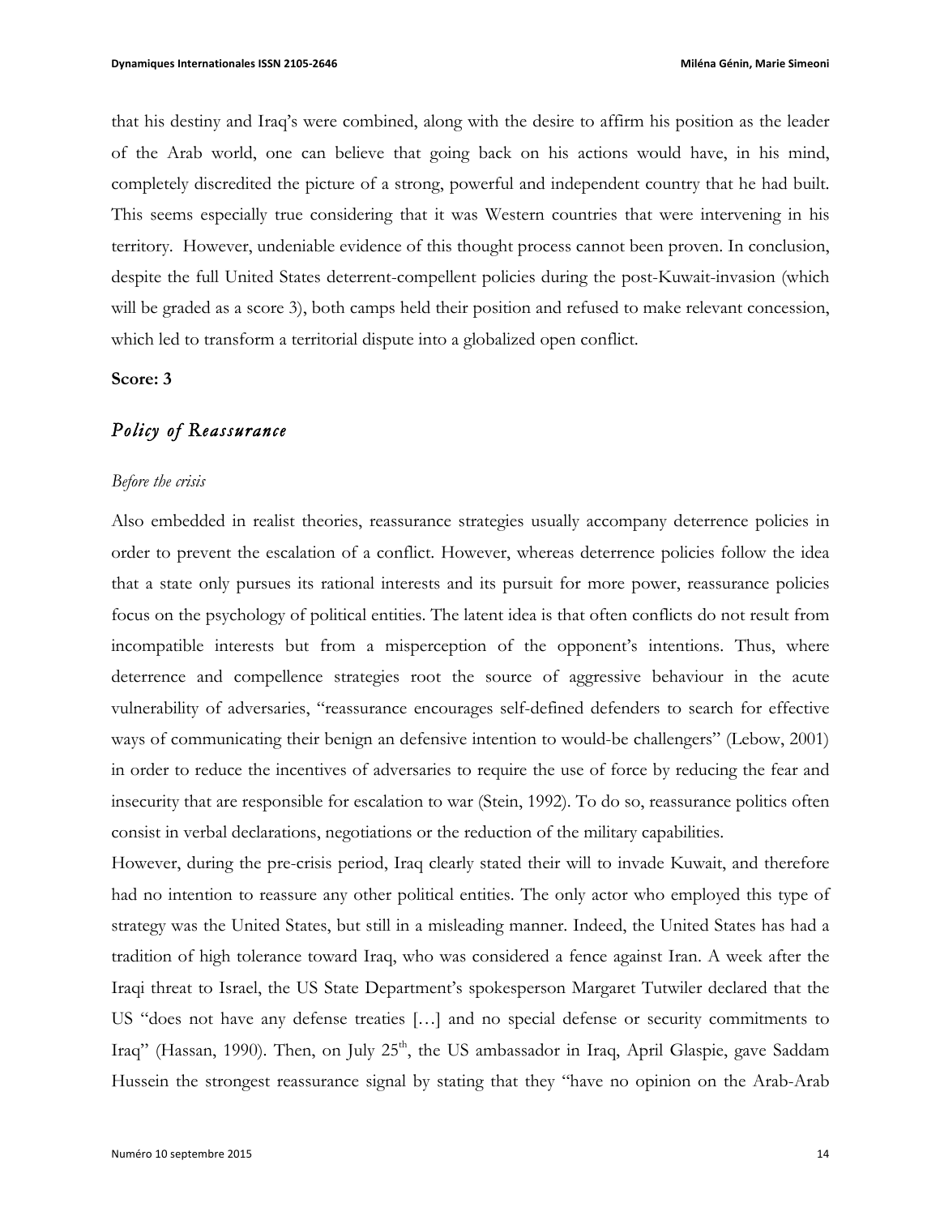that his destiny and Iraq's were combined, along with the desire to affirm his position as the leader of the Arab world, one can believe that going back on his actions would have, in his mind, completely discredited the picture of a strong, powerful and independent country that he had built. This seems especially true considering that it was Western countries that were intervening in his territory. However, undeniable evidence of this thought process cannot been proven. In conclusion, despite the full United States deterrent-compellent policies during the post-Kuwait-invasion (which will be graded as a score 3), both camps held their position and refused to make relevant concession, which led to transform a territorial dispute into a globalized open conflict.

**Score: 3**

## *Policy of Reassurance*

*Before the crisis*

Also embedded in realist theories, reassurance strategies usually accompany deterrence policies in order to prevent the escalation of a conflict. However, whereas deterrence policies follow the idea that a state only pursues its rational interests and its pursuit for more power, reassurance policies focus on the psychology of political entities. The latent idea is that often conflicts do not result from incompatible interests but from a misperception of the opponent's intentions. Thus, where deterrence and compellence strategies root the source of aggressive behaviour in the acute vulnerability of adversaries, "reassurance encourages self-defined defenders to search for effective ways of communicating their benign an defensive intention to would-be challengers" (Lebow, 2001) in order to reduce the incentives of adversaries to require the use of force by reducing the fear and insecurity that are responsible for escalation to war (Stein, 1992). To do so, reassurance politics often consist in verbal declarations, negotiations or the reduction of the military capabilities.

However, during the pre-crisis period, Iraq clearly stated their will to invade Kuwait, and therefore had no intention to reassure any other political entities. The only actor who employed this type of strategy was the United States, but still in a misleading manner. Indeed, the United States has had a tradition of high tolerance toward Iraq, who was considered a fence against Iran. A week after the Iraqi threat to Israel, the US State Department's spokesperson Margaret Tutwiler declared that the US "does not have any defense treaties […] and no special defense or security commitments to Iraq" (Hassan, 1990). Then, on July 25th, the US ambassador in Iraq, April Glaspie, gave Saddam Hussein the strongest reassurance signal by stating that they "have no opinion on the Arab-Arab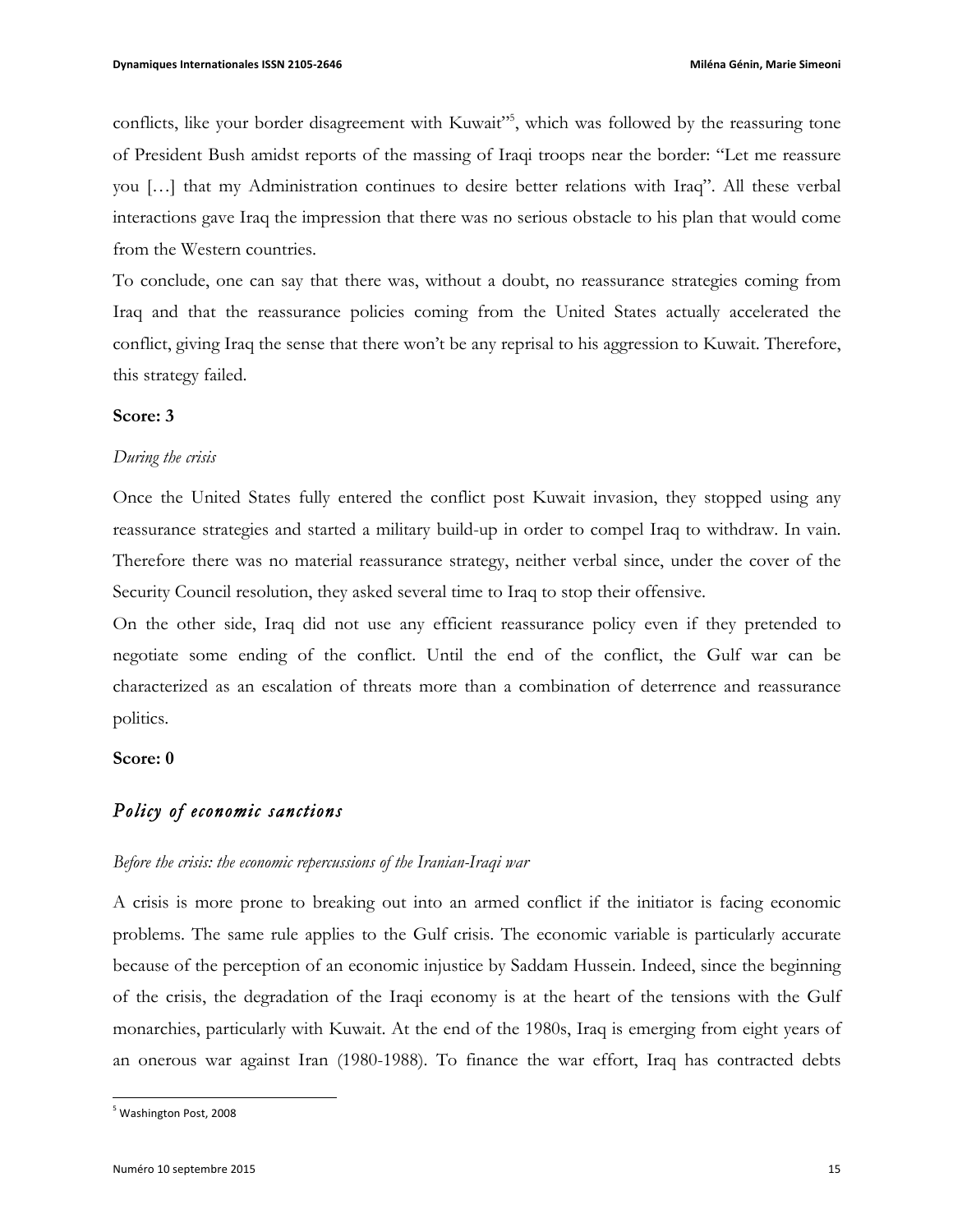conflicts, like your border disagreement with Kuwait"[5], which was followed by the reassuring tone of President Bush amidst reports of the massing of Iraqi troops near the border: "Let me reassure you […] that my Administration continues to desire better relations with Iraq". All these verbal interactions gave Iraq the impression that there was no serious obstacle to his plan that would come from the Western countries.

To conclude, one can say that there was, without a doubt, no reassurance strategies coming from Iraq and that the reassurance policies coming from the United States actually accelerated the conflict, giving Iraq the sense that there won't be any reprisal to his aggression to Kuwait. Therefore, this strategy failed.

**Score: 3**

*During the crisis*

Once the United States fully entered the conflict post Kuwait invasion, they stopped using any reassurance strategies and started a military build-up in order to compel Iraq to withdraw. In vain. Therefore there was no material reassurance strategy, neither verbal since, under the cover of the Security Council resolution, they asked several time to Iraq to stop their offensive.

On the other side, Iraq did not use any efficient reassurance policy even if they pretended to negotiate some ending of the conflict. Until the end of the conflict, the Gulf war can be characterized as an escalation of threats more than a combination of deterrence and reassurance politics.

**Score: 0**

## *Policy of economic sanctions*

*Before the crisis: the economic repercussions of the Iranian-Iraqi war*

A crisis is more prone to breaking out into an armed conflict if the initiator is facing economic problems. The same rule applies to the Gulf crisis. The economic variable is particularly accurate because of the perception of an economic injustice by Saddam Hussein. Indeed, since the beginning of the crisis, the degradation of the Iraqi economy is at the heart of the tensions with the Gulf monarchies, particularly with Kuwait. At the end of the 1980s, Iraq is emerging from eight years of an onerous war against Iran (1980-1988). To finance the war effort, Iraq has contracted debts

[5] Washington Post, 2008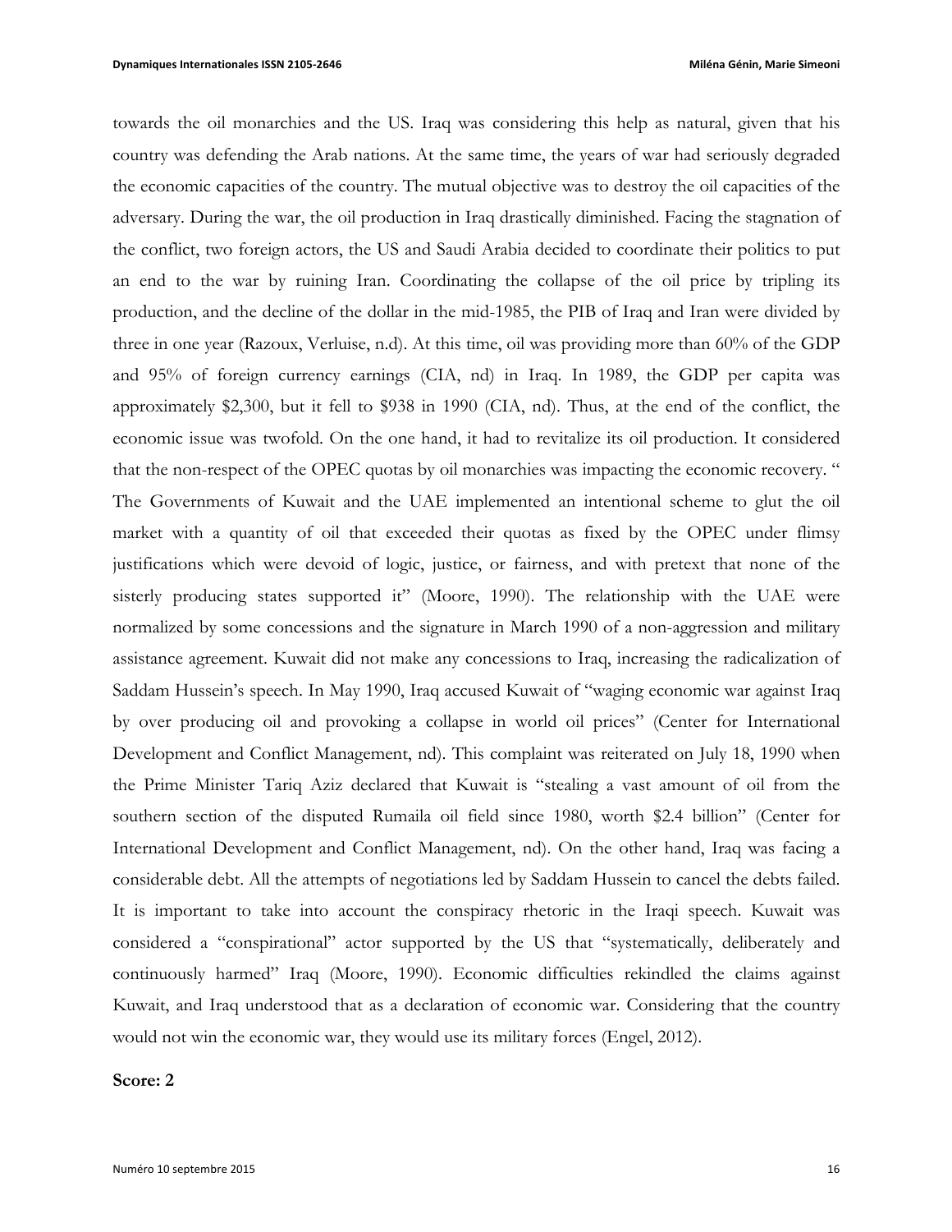towards the oil monarchies and the US. Iraq was considering this help as natural, given that his country was defending the Arab nations. At the same time, the years of war had seriously degraded the economic capacities of the country. The mutual objective was to destroy the oil capacities of the adversary. During the war, the oil production in Iraq drastically diminished. Facing the stagnation of the conflict, two foreign actors, the US and Saudi Arabia decided to coordinate their politics to put an end to the war by ruining Iran. Coordinating the collapse of the oil price by tripling its production, and the decline of the dollar in the mid-1985, the PIB of Iraq and Iran were divided by three in one year (Razoux, Verluise, n.d). At this time, oil was providing more than 60% of the GDP and 95% of foreign currency earnings (CIA, nd) in Iraq. In 1989, the GDP per capita was approximately $2,300, but it fell to $938 in 1990 (CIA, nd). Thus, at the end of the conflict, the economic issue was twofold. On the one hand, it had to revitalize its oil production. It considered that the non-respect of the OPEC quotas by oil monarchies was impacting the economic recovery. " The Governments of Kuwait and the UAE implemented an intentional scheme to glut the oil market with a quantity of oil that exceeded their quotas as fixed by the OPEC under flimsy justifications which were devoid of logic, justice, or fairness, and with pretext that none of the sisterly producing states supported it" (Moore, 1990). The relationship with the UAE were normalized by some concessions and the signature in March 1990 of a non-aggression and military assistance agreement. Kuwait did not make any concessions to Iraq, increasing the radicalization of Saddam Hussein's speech. In May 1990, Iraq accused Kuwait of "waging economic war against Iraq by over producing oil and provoking a collapse in world oil prices" (Center for International Development and Conflict Management, nd). This complaint was reiterated on July 18, 1990 when the Prime Minister Tariq Aziz declared that Kuwait is "stealing a vast amount of oil from the southern section of the disputed Rumaila oil field since 1980, worth $2.4 billion" (Center for International Development and Conflict Management, nd). On the other hand, Iraq was facing a considerable debt. All the attempts of negotiations led by Saddam Hussein to cancel the debts failed. It is important to take into account the conspiracy rhetoric in the Iraqi speech. Kuwait was considered a "conspirational" actor supported by the US that "systematically, deliberately and continuously harmed" Iraq (Moore, 1990). Economic difficulties rekindled the claims against Kuwait, and Iraq understood that as a declaration of economic war. Considering that the country would not win the economic war, they would use its military forces (Engel, 2012).

**Score: 2**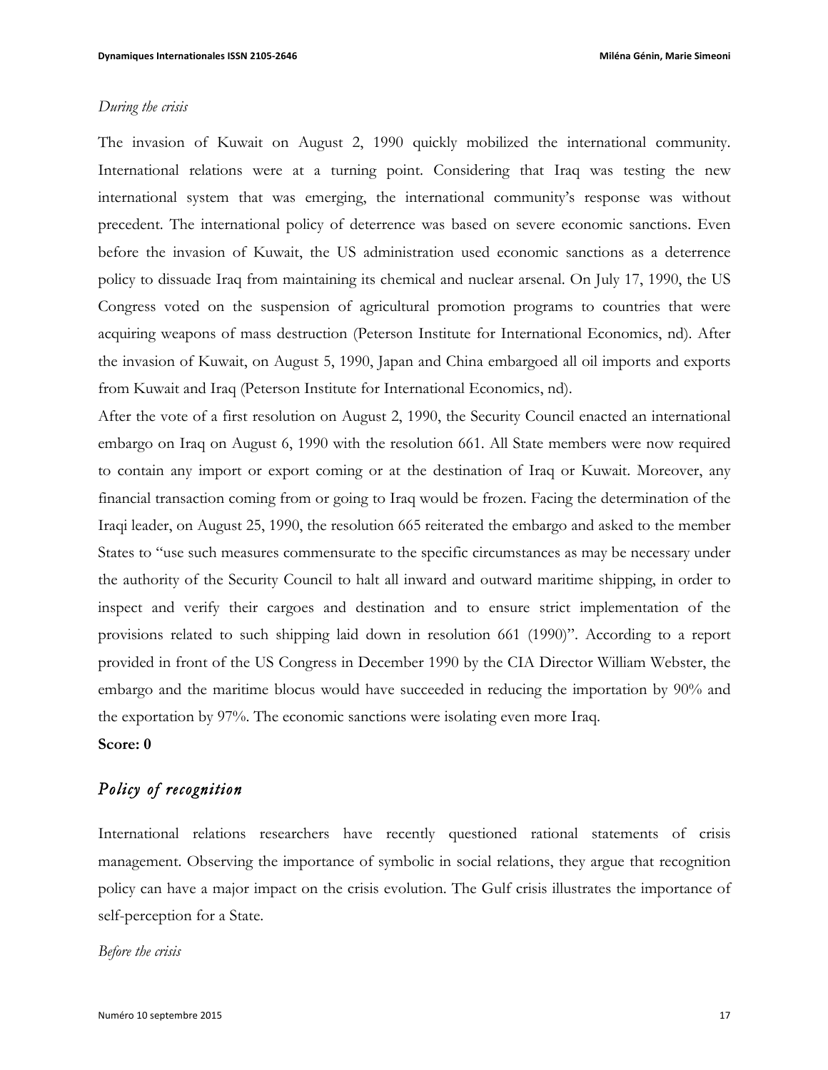*During the crisis*

The invasion of Kuwait on August 2, 1990 quickly mobilized the international community. International relations were at a turning point. Considering that Iraq was testing the new international system that was emerging, the international community's response was without precedent. The international policy of deterrence was based on severe economic sanctions. Even before the invasion of Kuwait, the US administration used economic sanctions as a deterrence policy to dissuade Iraq from maintaining its chemical and nuclear arsenal. On July 17, 1990, the US Congress voted on the suspension of agricultural promotion programs to countries that were acquiring weapons of mass destruction (Peterson Institute for International Economics, nd). After the invasion of Kuwait, on August 5, 1990, Japan and China embargoed all oil imports and exports from Kuwait and Iraq (Peterson Institute for International Economics, nd).

After the vote of a first resolution on August 2, 1990, the Security Council enacted an international embargo on Iraq on August 6, 1990 with the resolution 661. All State members were now required to contain any import or export coming or at the destination of Iraq or Kuwait. Moreover, any financial transaction coming from or going to Iraq would be frozen. Facing the determination of the Iraqi leader, on August 25, 1990, the resolution 665 reiterated the embargo and asked to the member States to "use such measures commensurate to the specific circumstances as may be necessary under the authority of the Security Council to halt all inward and outward maritime shipping, in order to inspect and verify their cargoes and destination and to ensure strict implementation of the provisions related to such shipping laid down in resolution 661 (1990)". According to a report provided in front of the US Congress in December 1990 by the CIA Director William Webster, the embargo and the maritime blocus would have succeeded in reducing the importation by 90% and the exportation by 97%. The economic sanctions were isolating even more Iraq.

**Score: 0**

## *Policy of recognition*

International relations researchers have recently questioned rational statements of crisis management. Observing the importance of symbolic in social relations, they argue that recognition policy can have a major impact on the crisis evolution. The Gulf crisis illustrates the importance of self-perception for a State.

*Before the crisis*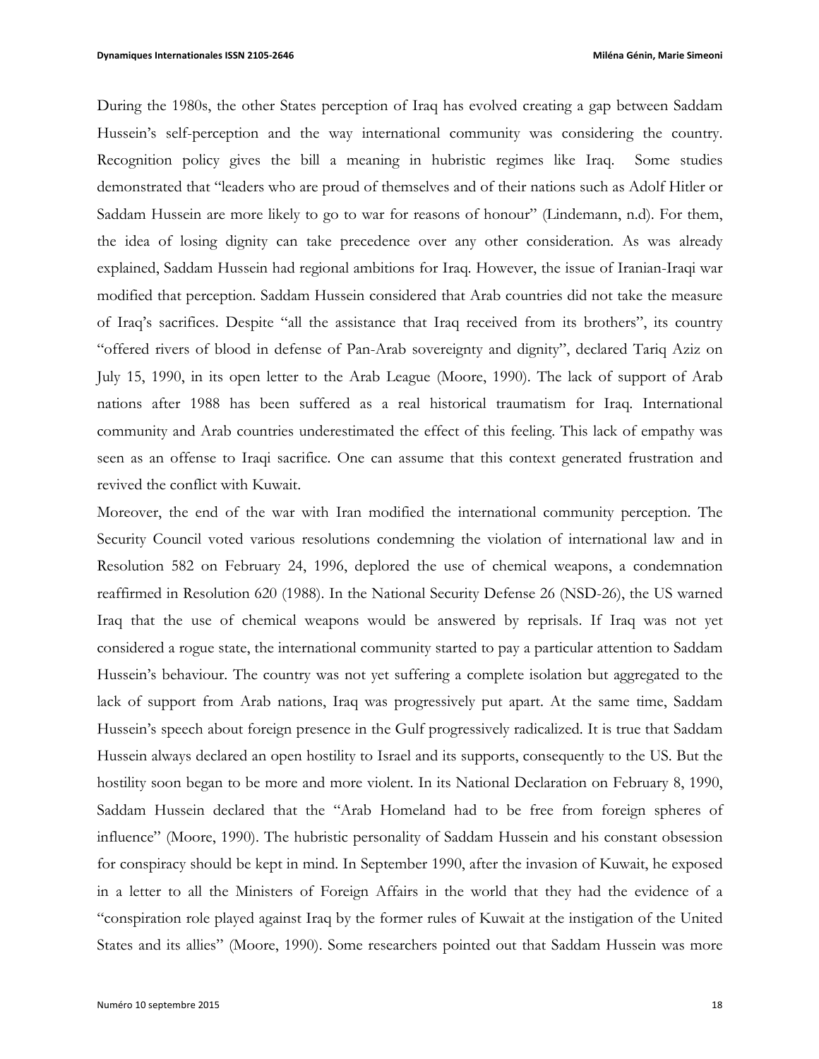During the 1980s, the other States perception of Iraq has evolved creating a gap between Saddam Hussein's self-perception and the way international community was considering the country. Recognition policy gives the bill a meaning in hubristic regimes like Iraq. Some studies demonstrated that "leaders who are proud of themselves and of their nations such as Adolf Hitler or Saddam Hussein are more likely to go to war for reasons of honour" (Lindemann, n.d). For them, the idea of losing dignity can take precedence over any other consideration. As was already explained, Saddam Hussein had regional ambitions for Iraq. However, the issue of Iranian-Iraqi war modified that perception. Saddam Hussein considered that Arab countries did not take the measure of Iraq's sacrifices. Despite "all the assistance that Iraq received from its brothers", its country "offered rivers of blood in defense of Pan-Arab sovereignty and dignity", declared Tariq Aziz on July 15, 1990, in its open letter to the Arab League (Moore, 1990). The lack of support of Arab nations after 1988 has been suffered as a real historical traumatism for Iraq. International community and Arab countries underestimated the effect of this feeling. This lack of empathy was seen as an offense to Iraqi sacrifice. One can assume that this context generated frustration and revived the conflict with Kuwait.

Moreover, the end of the war with Iran modified the international community perception. The Security Council voted various resolutions condemning the violation of international law and in Resolution 582 on February 24, 1996, deplored the use of chemical weapons, a condemnation reaffirmed in Resolution 620 (1988). In the National Security Defense 26 (NSD-26), the US warned Iraq that the use of chemical weapons would be answered by reprisals. If Iraq was not yet considered a rogue state, the international community started to pay a particular attention to Saddam Hussein's behaviour. The country was not yet suffering a complete isolation but aggregated to the lack of support from Arab nations, Iraq was progressively put apart. At the same time, Saddam Hussein's speech about foreign presence in the Gulf progressively radicalized. It is true that Saddam Hussein always declared an open hostility to Israel and its supports, consequently to the US. But the hostility soon began to be more and more violent. In its National Declaration on February 8, 1990, Saddam Hussein declared that the "Arab Homeland had to be free from foreign spheres of influence" (Moore, 1990). The hubristic personality of Saddam Hussein and his constant obsession for conspiracy should be kept in mind. In September 1990, after the invasion of Kuwait, he exposed in a letter to all the Ministers of Foreign Affairs in the world that they had the evidence of a "conspiration role played against Iraq by the former rules of Kuwait at the instigation of the United States and its allies" (Moore, 1990). Some researchers pointed out that Saddam Hussein was more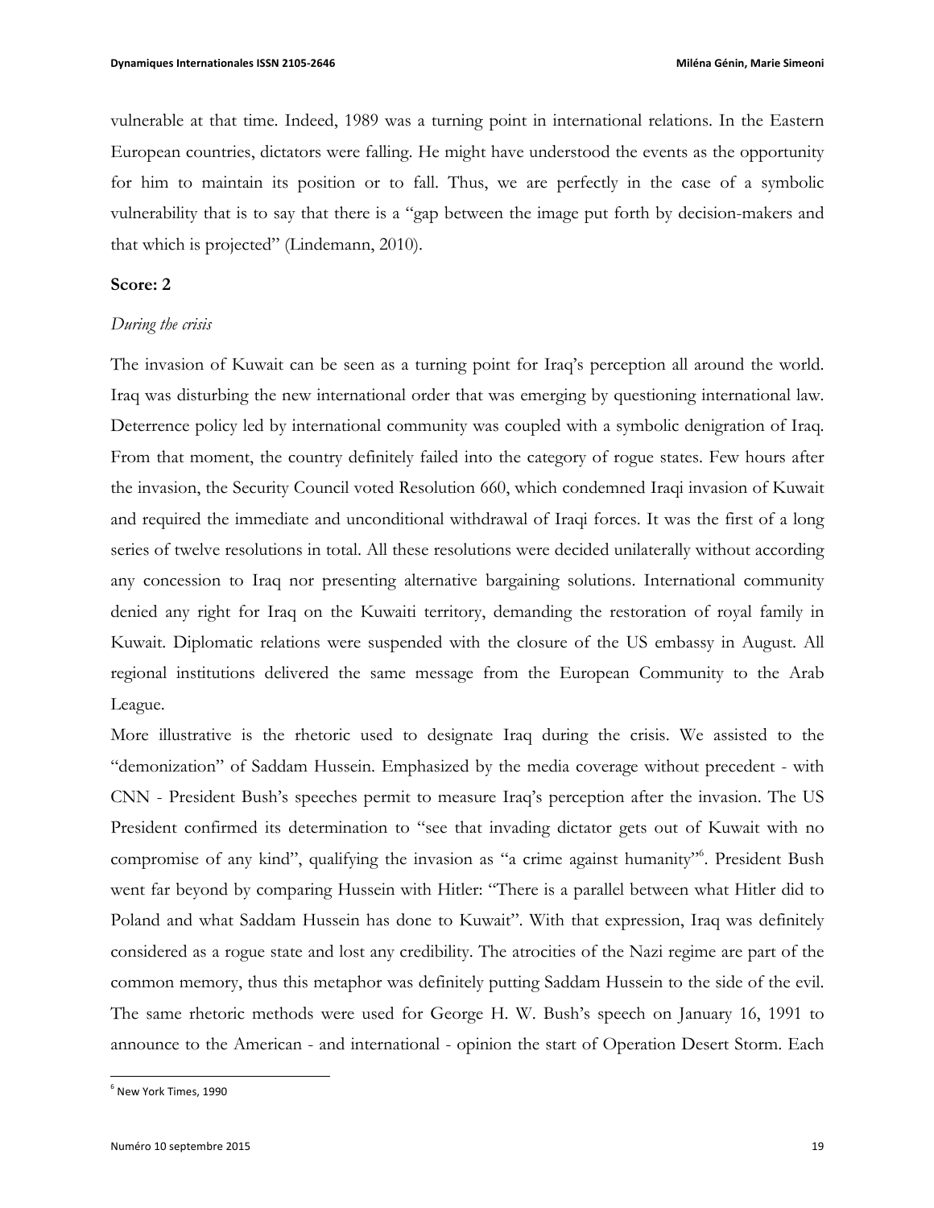vulnerable at that time. Indeed, 1989 was a turning point in international relations. In the Eastern European countries, dictators were falling. He might have understood the events as the opportunity for him to maintain its position or to fall. Thus, we are perfectly in the case of a symbolic vulnerability that is to say that there is a "gap between the image put forth by decision-makers and that which is projected" (Lindemann, 2010).

**Score: 2**

*During the crisis*

The invasion of Kuwait can be seen as a turning point for Iraq's perception all around the world. Iraq was disturbing the new international order that was emerging by questioning international law. Deterrence policy led by international community was coupled with a symbolic denigration of Iraq. From that moment, the country definitely failed into the category of rogue states. Few hours after the invasion, the Security Council voted Resolution 660, which condemned Iraqi invasion of Kuwait and required the immediate and unconditional withdrawal of Iraqi forces. It was the first of a long series of twelve resolutions in total. All these resolutions were decided unilaterally without according any concession to Iraq nor presenting alternative bargaining solutions. International community denied any right for Iraq on the Kuwaiti territory, demanding the restoration of royal family in Kuwait. Diplomatic relations were suspended with the closure of the US embassy in August. All regional institutions delivered the same message from the European Community to the Arab League.

More illustrative is the rhetoric used to designate Iraq during the crisis. We assisted to the "demonization" of Saddam Hussein. Emphasized by the media coverage without precedent - with CNN - President Bush's speeches permit to measure Iraq's perception after the invasion. The US President confirmed its determination to "see that invading dictator gets out of Kuwait with no compromise of any kind", qualifying the invasion as "a crime against humanity"[6]. President Bush went far beyond by comparing Hussein with Hitler: "There is a parallel between what Hitler did to Poland and what Saddam Hussein has done to Kuwait". With that expression, Iraq was definitely considered as a rogue state and lost any credibility. The atrocities of the Nazi regime are part of the common memory, thus this metaphor was definitely putting Saddam Hussein to the side of the evil. The same rhetoric methods were used for George H. W. Bush's speech on January 16, 1991 to announce to the American - and international - opinion the start of Operation Desert Storm. Each

[6] New York Times, 1990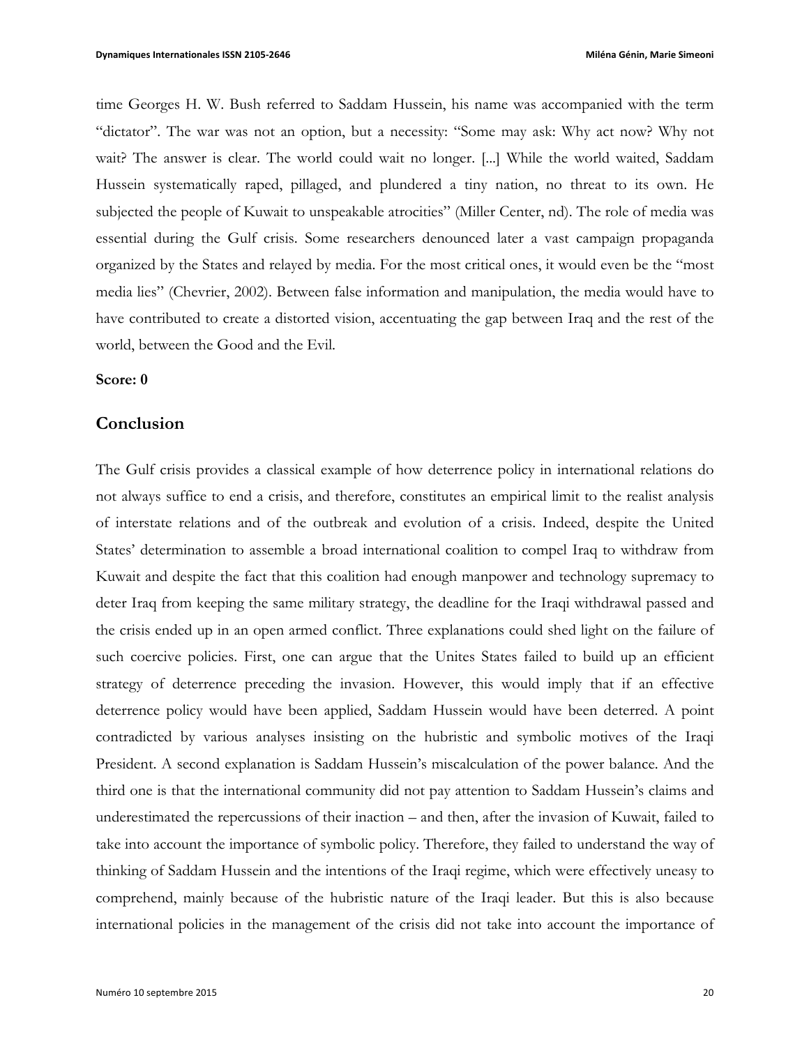time Georges H. W. Bush referred to Saddam Hussein, his name was accompanied with the term "dictator". The war was not an option, but a necessity: "Some may ask: Why act now? Why not wait? The answer is clear. The world could wait no longer. [...] While the world waited, Saddam Hussein systematically raped, pillaged, and plundered a tiny nation, no threat to its own. He subjected the people of Kuwait to unspeakable atrocities" (Miller Center, nd). The role of media was essential during the Gulf crisis. Some researchers denounced later a vast campaign propaganda organized by the States and relayed by media. For the most critical ones, it would even be the "most media lies" (Chevrier, 2002). Between false information and manipulation, the media would have to have contributed to create a distorted vision, accentuating the gap between Iraq and the rest of the world, between the Good and the Evil.

**Score: 0**

## Conclusion

The Gulf crisis provides a classical example of how deterrence policy in international relations do not always suffice to end a crisis, and therefore, constitutes an empirical limit to the realist analysis of interstate relations and of the outbreak and evolution of a crisis. Indeed, despite the United States' determination to assemble a broad international coalition to compel Iraq to withdraw from Kuwait and despite the fact that this coalition had enough manpower and technology supremacy to deter Iraq from keeping the same military strategy, the deadline for the Iraqi withdrawal passed and the crisis ended up in an open armed conflict. Three explanations could shed light on the failure of such coercive policies. First, one can argue that the Unites States failed to build up an efficient strategy of deterrence preceding the invasion. However, this would imply that if an effective deterrence policy would have been applied, Saddam Hussein would have been deterred. A point contradicted by various analyses insisting on the hubristic and symbolic motives of the Iraqi President. A second explanation is Saddam Hussein's miscalculation of the power balance. And the third one is that the international community did not pay attention to Saddam Hussein's claims and underestimated the repercussions of their inaction – and then, after the invasion of Kuwait, failed to take into account the importance of symbolic policy. Therefore, they failed to understand the way of thinking of Saddam Hussein and the intentions of the Iraqi regime, which were effectively uneasy to comprehend, mainly because of the hubristic nature of the Iraqi leader. But this is also because international policies in the management of the crisis did not take into account the importance of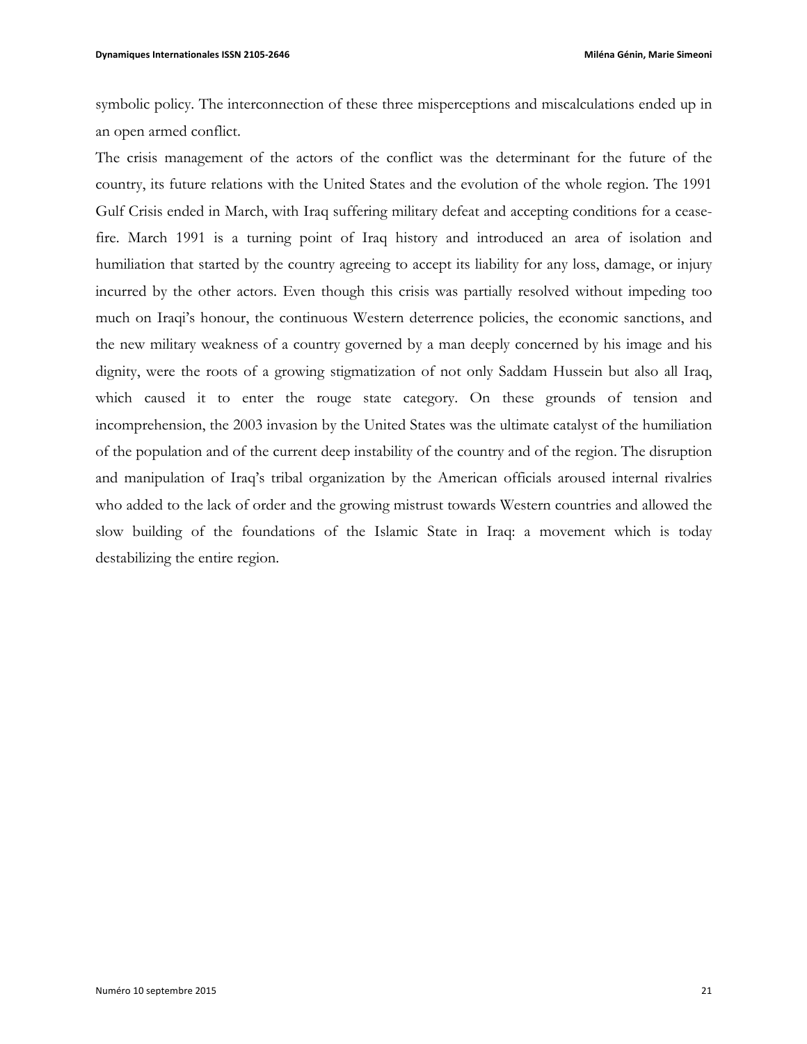symbolic policy. The interconnection of these three misperceptions and miscalculations ended up in an open armed conflict.

The crisis management of the actors of the conflict was the determinant for the future of the country, its future relations with the United States and the evolution of the whole region. The 1991 Gulf Crisis ended in March, with Iraq suffering military defeat and accepting conditions for a cease-fire. March 1991 is a turning point of Iraq history and introduced an area of isolation and humiliation that started by the country agreeing to accept its liability for any loss, damage, or injury incurred by the other actors. Even though this crisis was partially resolved without impeding too much on Iraqi's honour, the continuous Western deterrence policies, the economic sanctions, and the new military weakness of a country governed by a man deeply concerned by his image and his dignity, were the roots of a growing stigmatization of not only Saddam Hussein but also all Iraq, which caused it to enter the rouge state category. On these grounds of tension and incomprehension, the 2003 invasion by the United States was the ultimate catalyst of the humiliation of the population and of the current deep instability of the country and of the region. The disruption and manipulation of Iraq's tribal organization by the American officials aroused internal rivalries who added to the lack of order and the growing mistrust towards Western countries and allowed the slow building of the foundations of the Islamic State in Iraq: a movement which is today destabilizing the entire region.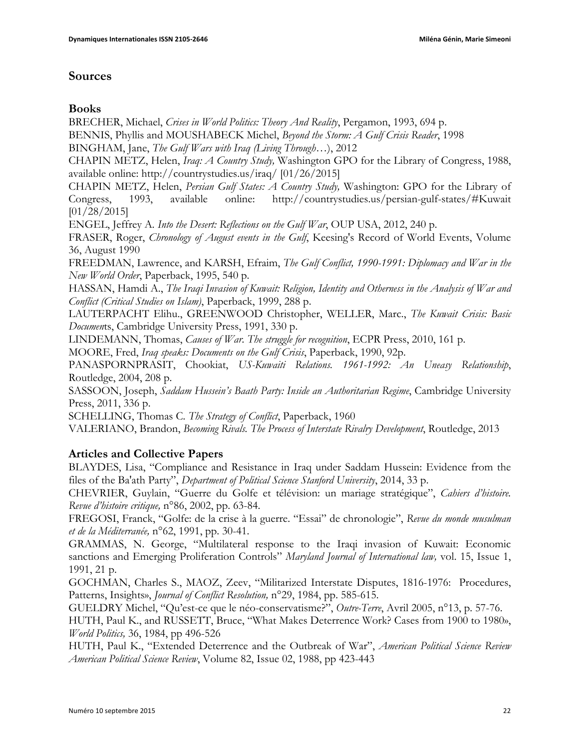## Sources

### Books

BRECHER, Michael, *Crises in World Politics: Theory And Reality*, Pergamon, 1993, 694 p.

BENNIS, Phyllis and MOUSHABECK Michel, *Beyond the Storm: A Gulf Crisis Reader*, 1998

BINGHAM, Jane, *The Gulf Wars with Iraq (Living Through…)*, 2012

CHAPIN METZ, Helen, *Iraq: A Country Study,* Washington GPO for the Library of Congress, 1988, available online: http://countrystudies.us/iraq/ [01/26/2015]

CHAPIN METZ, Helen, *Persian Gulf States: A Country Study,* Washington: GPO for the Library of Congress, 1993, available online: http://countrystudies.us/persian-gulf-states/#Kuwait [01/28/2015]

ENGEL, Jeffrey A. *Into the Desert: Reflections on the Gulf War*, OUP USA, 2012, 240 p.

FRASER, Roger, *Chronology of August events in the Gulf*, Keesing's Record of World Events, Volume 36, August 1990

FREEDMAN, Lawrence, and KARSH, Efraim, *The Gulf Conflict, 1990-1991: Diplomacy and War in the New World Order*, Paperback, 1995, 540 p.

HASSAN, Hamdi A., *The Iraqi Invasion of Kuwait: Religion, Identity and Otherness in the Analysis of War and Conflict (Critical Studies on Islam)*, Paperback, 1999, 288 p.

LAUTERPACHT Elihu., GREENWOOD Christopher, WELLER, Marc., *The Kuwait Crisis: Basic Documents*, Cambridge University Press, 1991, 330 p.

LINDEMANN, Thomas, *Causes of War. The struggle for recognition*, ECPR Press, 2010, 161 p.

MOORE, Fred, *Iraq speaks: Documents on the Gulf Crisis*, Paperback, 1990, 92p.

PANASPORNPRASIT, Chookiat, *US-Kuwaiti Relations. 1961-1992: An Uneasy Relationship*, Routledge, 2004, 208 p.

SASSOON, Joseph, *Saddam Hussein's Baath Party: Inside an Authoritarian Regime*, Cambridge University Press, 2011, 336 p.

SCHELLING, Thomas C. *The Strategy of Conflict*, Paperback, 1960

VALERIANO, Brandon, *Becoming Rivals. The Process of Interstate Rivalry Development*, Routledge, 2013

### Articles and Collective Papers

BLAYDES, Lisa, "Compliance and Resistance in Iraq under Saddam Hussein: Evidence from the files of the Ba'ath Party", *Department of Political Science Stanford University*, 2014, 33 p.

CHEVRIER, Guylain, "Guerre du Golfe et télévision: un mariage stratégique", *Cahiers d'histoire. Revue d'histoire critique,* n°86, 2002, pp. 63-84.

FREGOSI, Franck, "Golfe: de la crise à la guerre. "Essai" de chronologie", *Revue du monde musulman et de la Méditerranée,* n°62, 1991, pp. 30-41.

GRAMMAS, N. George, "Multilateral response to the Iraqi invasion of Kuwait: Economic sanctions and Emerging Proliferation Controls" *Maryland Journal of International law,* vol. 15, Issue 1, 1991, 21 p.

GOCHMAN, Charles S., MAOZ, Zeev, "Militarized Interstate Disputes, 1816-1976: Procedures, Patterns, Insights», *Journal of Conflict Resolution,* n°29, 1984, pp. 585-615.

GUELDRY Michel, "Qu'est-ce que le néo-conservatisme?", *Outre-Terre*, Avril 2005, n°13, p. 57-76.

HUTH, Paul K., and RUSSETT, Bruce, "What Makes Deterrence Work? Cases from 1900 to 1980», *World Politics,* 36, 1984, pp 496-526

HUTH, Paul K., "Extended Deterrence and the Outbreak of War", *American Political Science Review American Political Science Review*, Volume 82, Issue 02, 1988, pp 423-443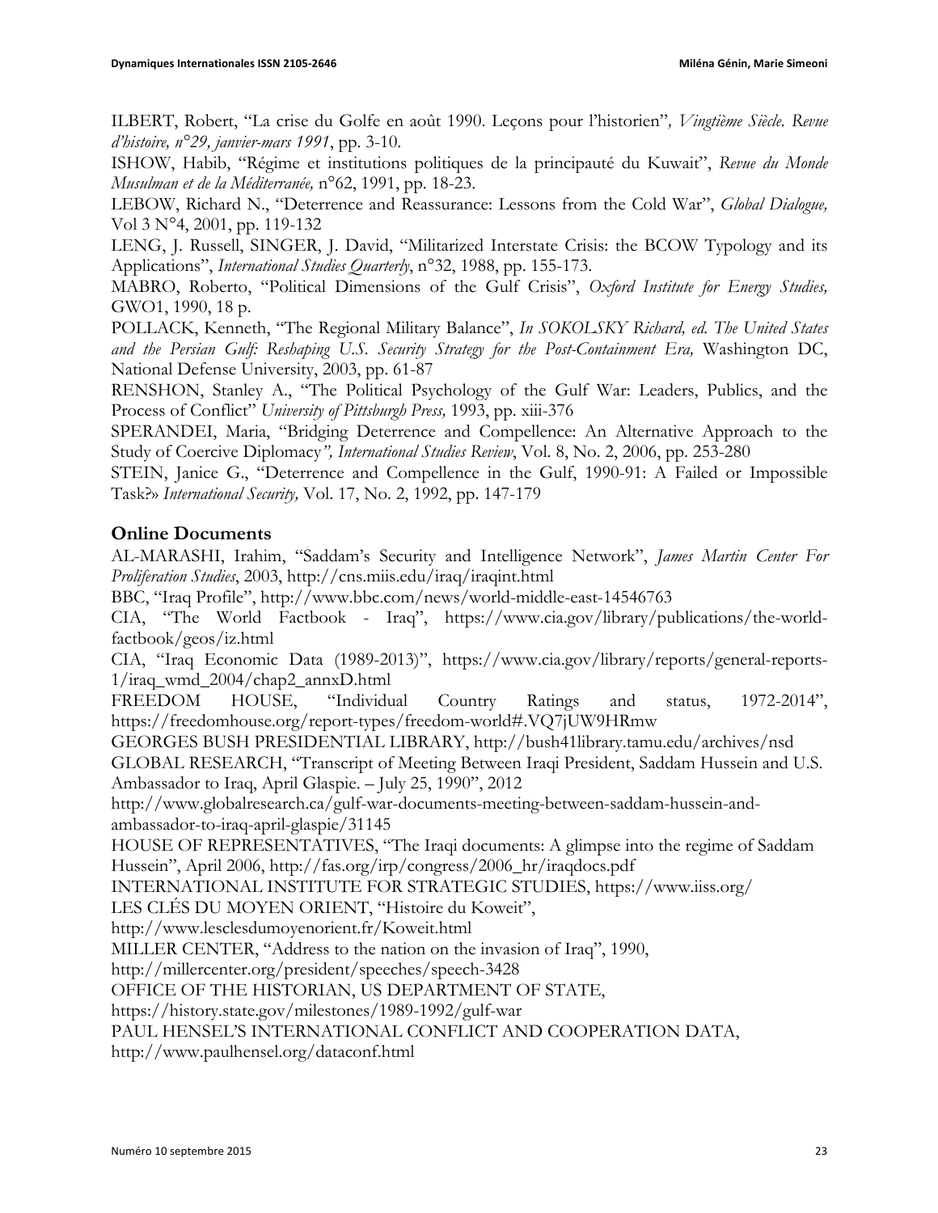ILBERT, Robert, "La crise du Golfe en août 1990. Leçons pour l'historien"*, Vingtième Siècle. Revue d'histoire, n°29, janvier-mars 1991*, pp. 3-10.

ISHOW, Habib, "Régime et institutions politiques de la principauté du Kuwait", *Revue du Monde Musulman et de la Méditerranée,* n°62, 1991, pp. 18-23.

LEBOW, Richard N., "Deterrence and Reassurance: Lessons from the Cold War", *Global Dialogue,* Vol 3 N°4, 2001, pp. 119-132

LENG, J. Russell, SINGER, J. David, "Militarized Interstate Crisis: the BCOW Typology and its Applications", *International Studies Quarterly*, n°32, 1988, pp. 155-173.

MABRO, Roberto, "Political Dimensions of the Gulf Crisis", *Oxford Institute for Energy Studies,* GWO1, 1990, 18 p.

POLLACK, Kenneth, "The Regional Military Balance", *In SOKOLSKY Richard, ed. The United States and the Persian Gulf: Reshaping U.S. Security Strategy for the Post-Containment Era,* Washington DC, National Defense University, 2003, pp. 61-87

RENSHON, Stanley A., "The Political Psychology of the Gulf War: Leaders, Publics, and the Process of Conflict" *University of Pittsburgh Press,* 1993, pp. xiii-376

SPERANDEI, Maria, "Bridging Deterrence and Compellence: An Alternative Approach to the Study of Coercive Diplomacy*", International Studies Review*, Vol. 8, No. 2, 2006, pp. 253-280

STEIN, Janice G., "Deterrence and Compellence in the Gulf, 1990-91: A Failed or Impossible Task?» *International Security,* Vol. 17, No. 2, 1992, pp. 147-179

## Online Documents

AL-MARASHI, Irahim, "Saddam's Security and Intelligence Network", *James Martin Center For Proliferation Studies*, 2003, http://cns.miis.edu/iraq/iraqint.html

BBC, "Iraq Profile", http://www.bbc.com/news/world-middle-east-14546763

CIA, "The World Factbook - Iraq", https://www.cia.gov/library/publications/the-world-factbook/geos/iz.html

CIA, "Iraq Economic Data (1989-2013)", https://www.cia.gov/library/reports/general-reports-1/iraq_wmd_2004/chap2_annxD.html

FREEDOM HOUSE, "Individual Country Ratings and status, 1972-2014", https://freedomhouse.org/report-types/freedom-world#.VQ7jUW9HRmw

GEORGES BUSH PRESIDENTIAL LIBRARY, http://bush41library.tamu.edu/archives/nsd

GLOBAL RESEARCH, "Transcript of Meeting Between Iraqi President, Saddam Hussein and U.S. Ambassador to Iraq, April Glaspie. – July 25, 1990", 2012
http://www.globalresearch.ca/gulf-war-documents-meeting-between-saddam-hussein-and-ambassador-to-iraq-april-glaspie/31145

HOUSE OF REPRESENTATIVES, "The Iraqi documents: A glimpse into the regime of Saddam Hussein", April 2006, http://fas.org/irp/congress/2006_hr/iraqdocs.pdf

INTERNATIONAL INSTITUTE FOR STRATEGIC STUDIES, https://www.iiss.org/

LES CLÉS DU MOYEN ORIENT, "Histoire du Koweit",
http://www.lesclesdumoyenorient.fr/Koweit.html

MILLER CENTER, "Address to the nation on the invasion of Iraq", 1990,
http://millercenter.org/president/speeches/speech-3428

OFFICE OF THE HISTORIAN, US DEPARTMENT OF STATE,
https://history.state.gov/milestones/1989-1992/gulf-war

PAUL HENSEL'S INTERNATIONAL CONFLICT AND COOPERATION DATA,
http://www.paulhensel.org/dataconf.html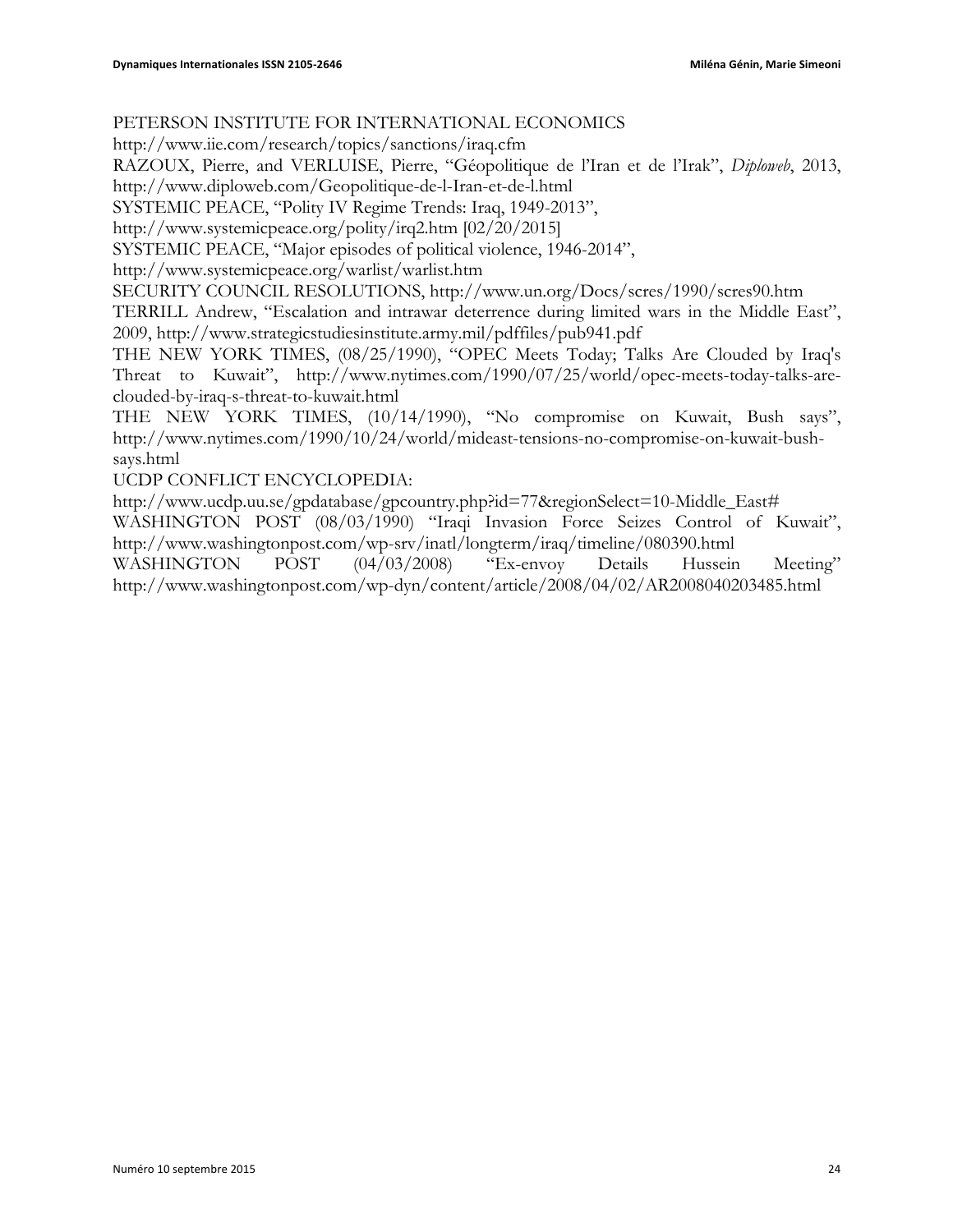PETERSON INSTITUTE FOR INTERNATIONAL ECONOMICS
http://www.iie.com/research/topics/sanctions/iraq.cfm

RAZOUX, Pierre, and VERLUISE, Pierre, "Géopolitique de l'Iran et de l'Irak", *Diploweb*, 2013, http://www.diploweb.com/Geopolitique-de-l-Iran-et-de-l.html

SYSTEMIC PEACE, "Polity IV Regime Trends: Iraq, 1949-2013",
http://www.systemicpeace.org/polity/irq2.htm [02/20/2015]

SYSTEMIC PEACE, "Major episodes of political violence, 1946-2014",
http://www.systemicpeace.org/warlist/warlist.htm

SECURITY COUNCIL RESOLUTIONS, http://www.un.org/Docs/scres/1990/scres90.htm

TERRILL Andrew, "Escalation and intrawar deterrence during limited wars in the Middle East", 2009, http://www.strategicstudiesinstitute.army.mil/pdffiles/pub941.pdf

THE NEW YORK TIMES, (08/25/1990), "OPEC Meets Today; Talks Are Clouded by Iraq's Threat to Kuwait", http://www.nytimes.com/1990/07/25/world/opec-meets-today-talks-are-clouded-by-iraq-s-threat-to-kuwait.html

THE NEW YORK TIMES, (10/14/1990), "No compromise on Kuwait, Bush says", http://www.nytimes.com/1990/10/24/world/mideast-tensions-no-compromise-on-kuwait-bush-says.html

UCDP CONFLICT ENCYCLOPEDIA:
http://www.ucdp.uu.se/gpdatabase/gpcountry.php?id=77&regionSelect=10-Middle_East#

WASHINGTON POST (08/03/1990) "Iraqi Invasion Force Seizes Control of Kuwait", http://www.washingtonpost.com/wp-srv/inatl/longterm/iraq/timeline/080390.html

WASHINGTON POST (04/03/2008) "Ex-envoy Details Hussein Meeting" http://www.washingtonpost.com/wp-dyn/content/article/2008/04/02/AR2008040203485.html